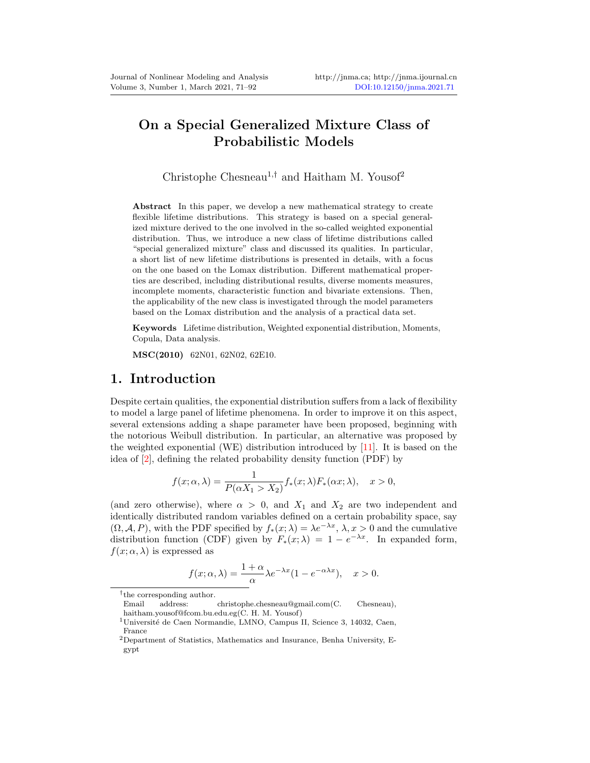# On a Special Generalized Mixture Class of Probabilistic Models

Christophe Chesneau[1,†] and Haitham M. Yousof[2]

**Abstract** In this paper, we develop a new mathematical strategy to create flexible lifetime distributions. This strategy is based on a special generalized mixture derived to the one involved in the so-called weighted exponential distribution. Thus, we introduce a new class of lifetime distributions called "special generalized mixture" class and discussed its qualities. In particular, a short list of new lifetime distributions is presented in details, with a focus on the one based on the Lomax distribution. Different mathematical properties are described, including distributional results, diverse moments measures, incomplete moments, characteristic function and bivariate extensions. Then, the applicability of the new class is investigated through the model parameters based on the Lomax distribution and the analysis of a practical data set.

**Keywords** Lifetime distribution, Weighted exponential distribution, Moments, Copula, Data analysis.

**MSC(2010)** 62N01, 62N02, 62E10.

## 1. Introduction

Despite certain qualities, the exponential distribution suffers from a lack of flexibility to model a large panel of lifetime phenomena. In order to improve it on this aspect, several extensions adding a shape parameter have been proposed, beginning with the notorious Weibull distribution. In particular, an alternative was proposed by the weighted exponential (WE) distribution introduced by [11]. It is based on the idea of [2], defining the related probability density function (PDF) by

$$f(x;\alpha,\lambda)=\frac{1}{P(\alpha X_1>X_2)}f_*(x;\lambda)F_*(\alpha x;\lambda),\quad x>0,$$

(and zero otherwise), where $\alpha>0$, and $X_1$ and $X_2$ are two independent and identically distributed random variables defined on a certain probability space, say $(\Omega,\mathcal{A},P)$, with the PDF specified by $f_*(x;\lambda)=\lambda e^{-\lambda x}$, $\lambda,x>0$ and the cumulative distribution function (CDF) given by $F_*(x;\lambda)=1-e^{-\lambda x}$. In expanded form, $f(x;\alpha,\lambda)$ is expressed as

$$f(x;\alpha,\lambda)=\frac{1+\alpha}{\alpha}\lambda e^{-\lambda x}(1-e^{-\alpha\lambda x}),\quad x>0.$$

[†]the corresponding author.
Email address: christophe.chesneau@gmail.com(C. Chesneau), haitham.yousof@fcom.bu.edu.eg(C. H. M. Yousof)

[1]Université de Caen Normandie, LMNO, Campus II, Science 3, 14032, Caen, France

[2]Department of Statistics, Mathematics and Insurance, Benha University, Egypt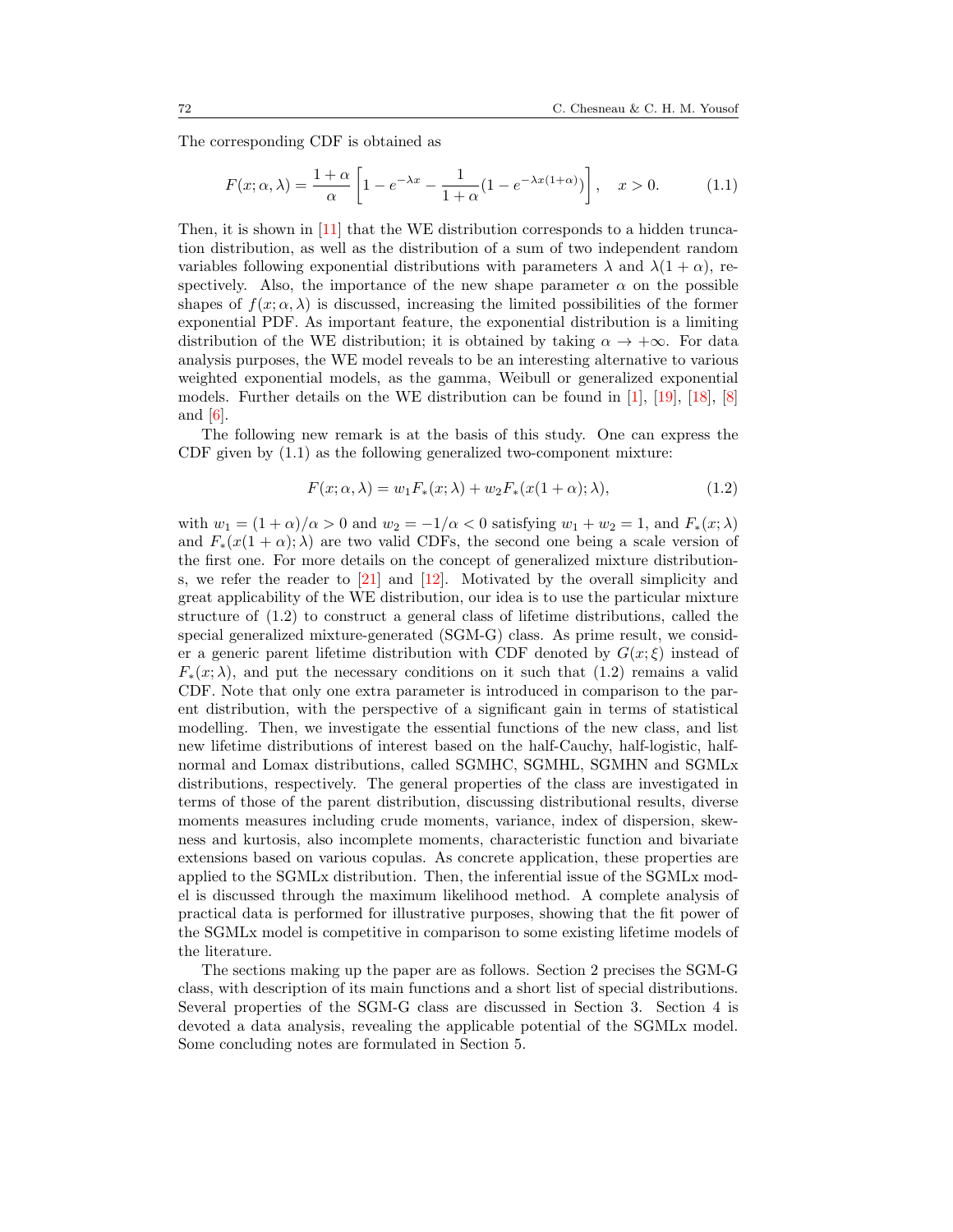The corresponding CDF is obtained as

$$F(x;\alpha,\lambda) = \frac{1+\alpha}{\alpha}\left[1 - e^{-\lambda x} - \frac{1}{1+\alpha}(1-e^{-\lambda x(1+\alpha)})\right], \quad x>0. \tag{1.1}$$

Then, it is shown in [11] that the WE distribution corresponds to a hidden truncation distribution, as well as the distribution of a sum of two independent random variables following exponential distributions with parameters $\lambda$ and $\lambda(1+\alpha)$, respectively. Also, the importance of the new shape parameter $\alpha$ on the possible shapes of $f(x;\alpha,\lambda)$ is discussed, increasing the limited possibilities of the former exponential PDF. As important feature, the exponential distribution is a limiting distribution of the WE distribution; it is obtained by taking $\alpha \to +\infty$. For data analysis purposes, the WE model reveals to be an interesting alternative to various weighted exponential models, as the gamma, Weibull or generalized exponential models. Further details on the WE distribution can be found in [1], [19], [18], [8] and [6].

The following new remark is at the basis of this study. One can express the CDF given by (1.1) as the following generalized two-component mixture:

$$F(x;\alpha,\lambda) = w_1 F_*(x;\lambda) + w_2 F_*(x(1+\alpha);\lambda), \tag{1.2}$$

with $w_1 = (1+\alpha)/\alpha > 0$ and $w_2 = -1/\alpha < 0$ satisfying $w_1 + w_2 = 1$, and $F_*(x;\lambda)$ and $F_*(x(1+\alpha);\lambda)$ are two valid CDFs, the second one being a scale version of the first one. For more details on the concept of generalized mixture distributions, we refer the reader to [21] and [12]. Motivated by the overall simplicity and great applicability of the WE distribution, our idea is to use the particular mixture structure of (1.2) to construct a general class of lifetime distributions, called the special generalized mixture-generated (SGM-G) class. As prime result, we consider a generic parent lifetime distribution with CDF denoted by $G(x;\xi)$ instead of $F_*(x;\lambda)$, and put the necessary conditions on it such that (1.2) remains a valid CDF. Note that only one extra parameter is introduced in comparison to the parent distribution, with the perspective of a significant gain in terms of statistical modelling. Then, we investigate the essential functions of the new class, and list new lifetime distributions of interest based on the half-Cauchy, half-logistic, half-normal and Lomax distributions, called SGMHC, SGMHL, SGMHN and SGMLx distributions, respectively. The general properties of the class are investigated in terms of those of the parent distribution, discussing distributional results, diverse moments measures including crude moments, variance, index of dispersion, skewness and kurtosis, also incomplete moments, characteristic function and bivariate extensions based on various copulas. As concrete application, these properties are applied to the SGMLx distribution. Then, the inferential issue of the SGMLx model is discussed through the maximum likelihood method. A complete analysis of practical data is performed for illustrative purposes, showing that the fit power of the SGMLx model is competitive in comparison to some existing lifetime models of the literature.

The sections making up the paper are as follows. Section 2 precises the SGM-G class, with description of its main functions and a short list of special distributions. Several properties of the SGM-G class are discussed in Section 3. Section 4 is devoted a data analysis, revealing the applicable potential of the SGMLx model. Some concluding notes are formulated in Section 5.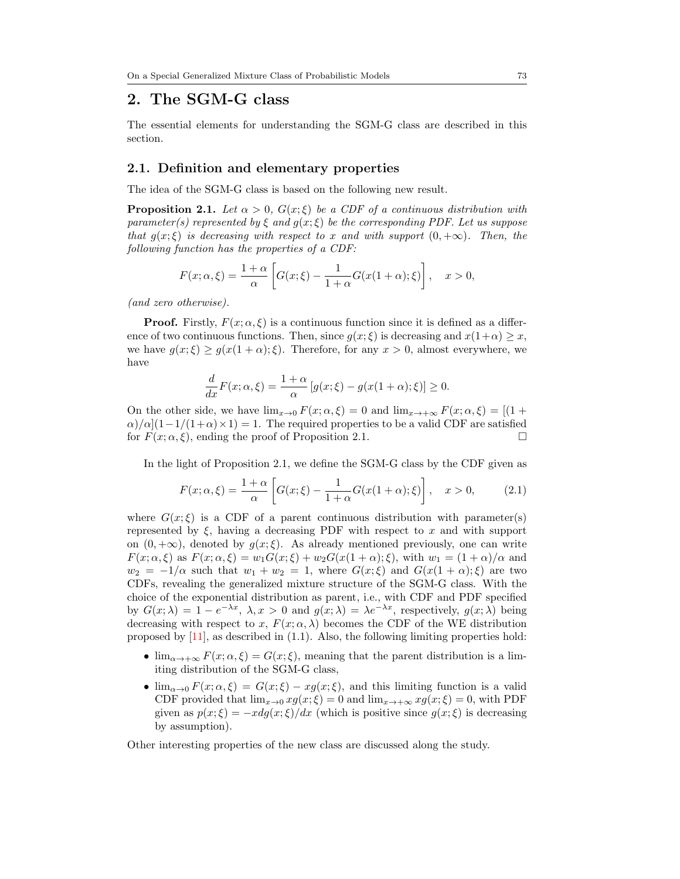## 2. The SGM-G class

The essential elements for understanding the SGM-G class are described in this section.

### 2.1. Definition and elementary properties

The idea of the SGM-G class is based on the following new result.

**Proposition 2.1.** *Let $\alpha > 0$, $G(x;\xi)$ be a CDF of a continuous distribution with parameter(s) represented by $\xi$ and $g(x;\xi)$ be the corresponding PDF. Let us suppose that $g(x;\xi)$ is decreasing with respect to $x$ and with support $(0,+\infty)$. Then, the following function has the properties of a CDF:*

$$F(x;\alpha,\xi) = \frac{1+\alpha}{\alpha}\left[G(x;\xi) - \frac{1}{1+\alpha}G(x(1+\alpha);\xi)\right], \quad x > 0,$$

*(and zero otherwise).*

**Proof.** Firstly, $F(x;\alpha,\xi)$ is a continuous function since it is defined as a difference of two continuous functions. Then, since $g(x;\xi)$ is decreasing and $x(1+\alpha) \geq x$, we have $g(x;\xi) \geq g(x(1+\alpha);\xi)$. Therefore, for any $x > 0$, almost everywhere, we have

$$\frac{d}{dx}F(x;\alpha,\xi) = \frac{1+\alpha}{\alpha}\left[g(x;\xi) - g(x(1+\alpha);\xi)\right] \geq 0.$$

On the other side, we have $\lim_{x\to 0} F(x;\alpha,\xi) = 0$ and $\lim_{x\to+\infty} F(x;\alpha,\xi) = [(1+\alpha)/\alpha](1-1/(1+\alpha)\times 1) = 1$. The required properties to be a valid CDF are satisfied for $F(x;\alpha,\xi)$, ending the proof of Proposition 2.1. □

In the light of Proposition 2.1, we define the SGM-G class by the CDF given as

$$F(x;\alpha,\xi) = \frac{1+\alpha}{\alpha}\left[G(x;\xi) - \frac{1}{1+\alpha}G(x(1+\alpha);\xi)\right], \quad x > 0, \tag{2.1}$$

where $G(x;\xi)$ is a CDF of a parent continuous distribution with parameter(s) represented by $\xi$, having a decreasing PDF with respect to $x$ and with support on $(0,+\infty)$, denoted by $g(x;\xi)$. As already mentioned previously, one can write $F(x;\alpha,\xi)$ as $F(x;\alpha,\xi) = w_1 G(x;\xi) + w_2 G(x(1+\alpha);\xi)$, with $w_1 = (1+\alpha)/\alpha$ and $w_2 = -1/\alpha$ such that $w_1 + w_2 = 1$, where $G(x;\xi)$ and $G(x(1+\alpha);\xi)$ are two CDFs, revealing the generalized mixture structure of the SGM-G class. With the choice of the exponential distribution as parent, i.e., with CDF and PDF specified by $G(x;\lambda) = 1 - e^{-\lambda x}$, $\lambda, x > 0$ and $g(x;\lambda) = \lambda e^{-\lambda x}$, respectively, $g(x;\lambda)$ being decreasing with respect to $x$, $F(x;\alpha,\lambda)$ becomes the CDF of the WE distribution proposed by [11], as described in (1.1). Also, the following limiting properties hold:

- $\lim_{\alpha\to+\infty} F(x;\alpha,\xi) = G(x;\xi)$, meaning that the parent distribution is a limiting distribution of the SGM-G class,
- $\lim_{\alpha\to 0} F(x;\alpha,\xi) = G(x;\xi) - xg(x;\xi)$, and this limiting function is a valid CDF provided that $\lim_{x\to 0} xg(x;\xi) = 0$ and $\lim_{x\to+\infty} xg(x;\xi) = 0$, with PDF given as $p(x;\xi) = -x\,dg(x;\xi)/dx$ (which is positive since $g(x;\xi)$ is decreasing by assumption).

Other interesting properties of the new class are discussed along the study.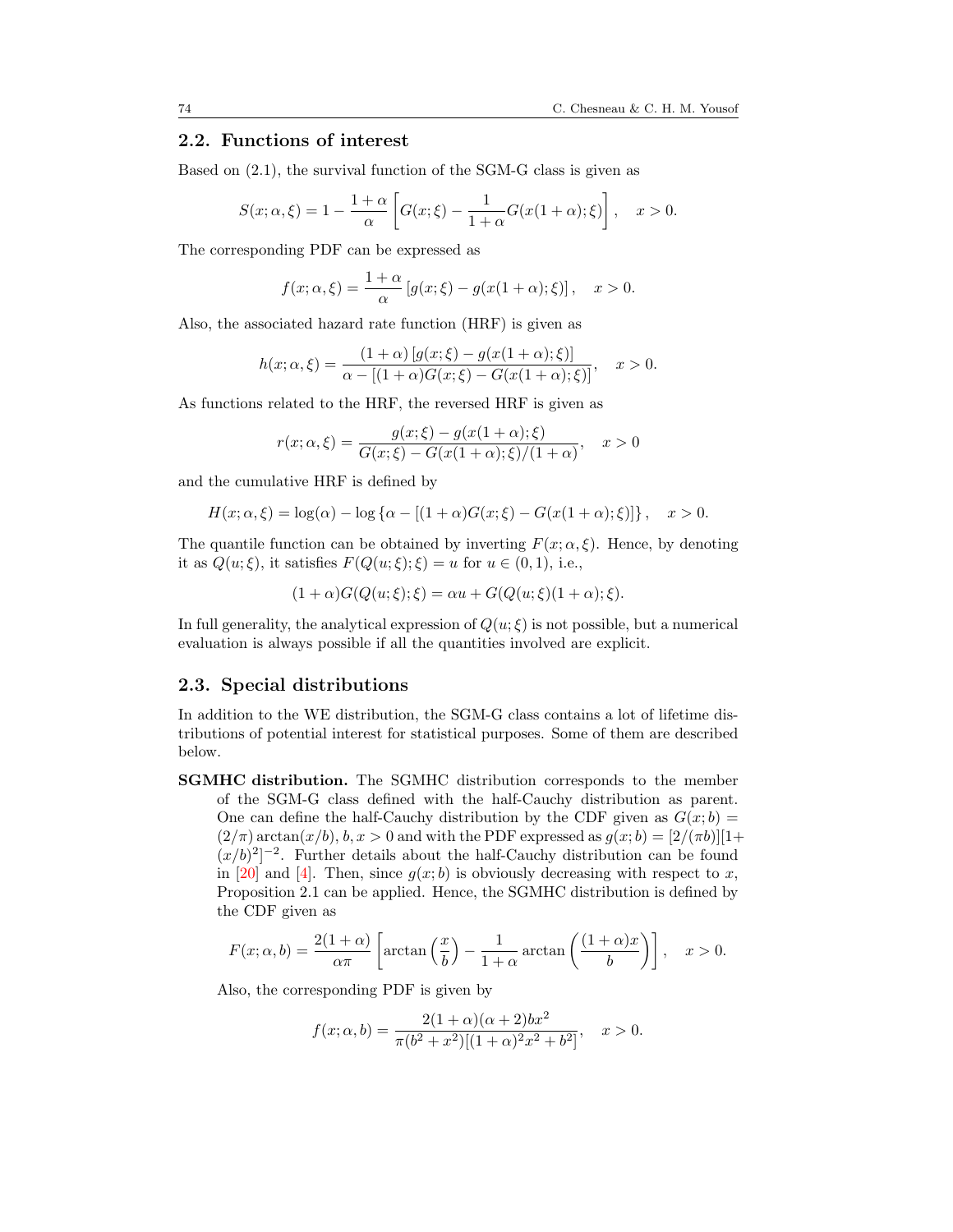## 2.2. Functions of interest

Based on (2.1), the survival function of the SGM-G class is given as

$$S(x; \alpha, \xi) = 1 - \frac{1+\alpha}{\alpha}\left[G(x;\xi) - \frac{1}{1+\alpha}G(x(1+\alpha);\xi)\right], \quad x > 0.$$

The corresponding PDF can be expressed as

$$f(x; \alpha, \xi) = \frac{1+\alpha}{\alpha}\left[g(x;\xi) - g(x(1+\alpha);\xi)\right], \quad x > 0.$$

Also, the associated hazard rate function (HRF) is given as

$$h(x; \alpha, \xi) = \frac{(1+\alpha)\left[g(x;\xi) - g(x(1+\alpha);\xi)\right]}{\alpha - [(1+\alpha)G(x;\xi) - G(x(1+\alpha);\xi)]}, \quad x > 0.$$

As functions related to the HRF, the reversed HRF is given as

$$r(x; \alpha, \xi) = \frac{g(x;\xi) - g(x(1+\alpha);\xi)}{G(x;\xi) - G(x(1+\alpha);\xi)/(1+\alpha)}, \quad x > 0$$

and the cumulative HRF is defined by

$$H(x; \alpha, \xi) = \log(\alpha) - \log\left\{\alpha - [(1+\alpha)G(x;\xi) - G(x(1+\alpha);\xi)]\right\}, \quad x > 0.$$

The quantile function can be obtained by inverting $F(x; \alpha, \xi)$. Hence, by denoting it as $Q(u;\xi)$, it satisfies $F(Q(u;\xi);\xi) = u$ for $u \in (0,1)$, i.e.,

$$(1+\alpha)G(Q(u;\xi);\xi) = \alpha u + G(Q(u;\xi)(1+\alpha);\xi).$$

In full generality, the analytical expression of $Q(u;\xi)$ is not possible, but a numerical evaluation is always possible if all the quantities involved are explicit.

## 2.3. Special distributions

In addition to the WE distribution, the SGM-G class contains a lot of lifetime distributions of potential interest for statistical purposes. Some of them are described below.

**SGMHC distribution.** The SGMHC distribution corresponds to the member of the SGM-G class defined with the half-Cauchy distribution as parent. One can define the half-Cauchy distribution by the CDF given as $G(x; b) = (2/\pi)\arctan(x/b)$, $b, x > 0$ and with the PDF expressed as $g(x; b) = [2/(\pi b)][1 + (x/b)^2]^{-2}$. Further details about the half-Cauchy distribution can be found in [20] and [4]. Then, since $g(x; b)$ is obviously decreasing with respect to $x$, Proposition 2.1 can be applied. Hence, the SGMHC distribution is defined by the CDF given as

$$F(x; \alpha, b) = \frac{2(1+\alpha)}{\alpha\pi}\left[\arctan\left(\frac{x}{b}\right) - \frac{1}{1+\alpha}\arctan\left(\frac{(1+\alpha)x}{b}\right)\right], \quad x > 0.$$

Also, the corresponding PDF is given by

$$f(x; \alpha, b) = \frac{2(1+\alpha)(\alpha+2)bx^2}{\pi(b^2+x^2)[(1+\alpha)^2x^2+b^2]}, \quad x > 0.$$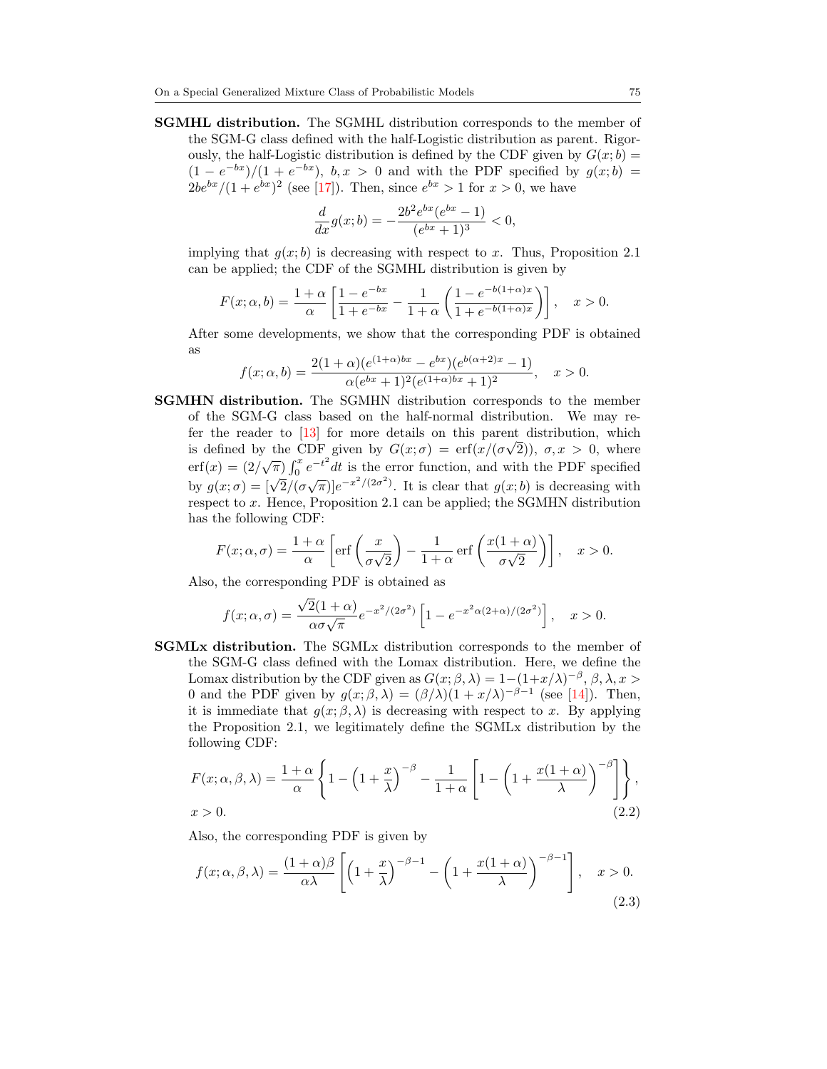**SGMHL distribution.** The SGMHL distribution corresponds to the member of the SGM-G class defined with the half-Logistic distribution as parent. Rigorously, the half-Logistic distribution is defined by the CDF given by $G(x;b) = (1-e^{-bx})/(1+e^{-bx})$, $b, x > 0$ and with the PDF specified by $g(x;b) = 2be^{bx}/(1+e^{bx})^2$ (see [17]). Then, since $e^{bx} > 1$ for $x > 0$, we have

$$\frac{d}{dx}g(x;b) = -\frac{2b^2e^{bx}(e^{bx}-1)}{(e^{bx}+1)^3} < 0,$$

implying that $g(x;b)$ is decreasing with respect to $x$. Thus, Proposition 2.1 can be applied; the CDF of the SGMHL distribution is given by

$$F(x;\alpha,b) = \frac{1+\alpha}{\alpha}\left[\frac{1-e^{-bx}}{1+e^{-bx}} - \frac{1}{1+\alpha}\left(\frac{1-e^{-b(1+\alpha)x}}{1+e^{-b(1+\alpha)x}}\right)\right], \quad x > 0.$$

After some developments, we show that the corresponding PDF is obtained as

$$f(x;\alpha,b) = \frac{2(1+\alpha)(e^{(1+\alpha)bx}-e^{bx})(e^{b(\alpha+2)x}-1)}{\alpha(e^{bx}+1)^2(e^{(1+\alpha)bx}+1)^2}, \quad x > 0.$$

**SGMHN distribution.** The SGMHN distribution corresponds to the member of the SGM-G class based on the half-normal distribution. We may refer the reader to [13] for more details on this parent distribution, which is defined by the CDF given by $G(x;\sigma) = \operatorname{erf}(x/(\sigma\sqrt{2}))$, $\sigma, x > 0$, where $\operatorname{erf}(x) = (2/\sqrt{\pi})\int_0^x e^{-t^2}dt$ is the error function, and with the PDF specified by $g(x;\sigma) = [\sqrt{2}/(\sigma\sqrt{\pi})]e^{-x^2/(2\sigma^2)}$. It is clear that $g(x;b)$ is decreasing with respect to $x$. Hence, Proposition 2.1 can be applied; the SGMHN distribution has the following CDF:

$$F(x;\alpha,\sigma) = \frac{1+\alpha}{\alpha}\left[\operatorname{erf}\left(\frac{x}{\sigma\sqrt{2}}\right) - \frac{1}{1+\alpha}\operatorname{erf}\left(\frac{x(1+\alpha)}{\sigma\sqrt{2}}\right)\right], \quad x > 0.$$

Also, the corresponding PDF is obtained as

$$f(x;\alpha,\sigma) = \frac{\sqrt{2}(1+\alpha)}{\alpha\sigma\sqrt{\pi}}e^{-x^2/(2\sigma^2)}\left[1-e^{-x^2\alpha(2+\alpha)/(2\sigma^2)}\right], \quad x > 0.$$

**SGMLx distribution.** The SGMLx distribution corresponds to the member of the SGM-G class defined with the Lomax distribution. Here, we define the Lomax distribution by the CDF given as $G(x;\beta,\lambda) = 1-(1+x/\lambda)^{-\beta}$, $\beta, \lambda, x > 0$ and the PDF given by $g(x;\beta,\lambda) = (\beta/\lambda)(1+x/\lambda)^{-\beta-1}$ (see [14]). Then, it is immediate that $g(x;\beta,\lambda)$ is decreasing with respect to $x$. By applying the Proposition 2.1, we legitimately define the SGMLx distribution by the following CDF:

$$F(x;\alpha,\beta,\lambda) = \frac{1+\alpha}{\alpha}\left\{1-\left(1+\frac{x}{\lambda}\right)^{-\beta} - \frac{1}{1+\alpha}\left[1-\left(1+\frac{x(1+\alpha)}{\lambda}\right)^{-\beta}\right]\right\},$$
$$x > 0. \tag{2.2}$$

Also, the corresponding PDF is given by

$$f(x;\alpha,\beta,\lambda) = \frac{(1+\alpha)\beta}{\alpha\lambda}\left[\left(1+\frac{x}{\lambda}\right)^{-\beta-1} - \left(1+\frac{x(1+\alpha)}{\lambda}\right)^{-\beta-1}\right], \quad x > 0. \tag{2.3}$$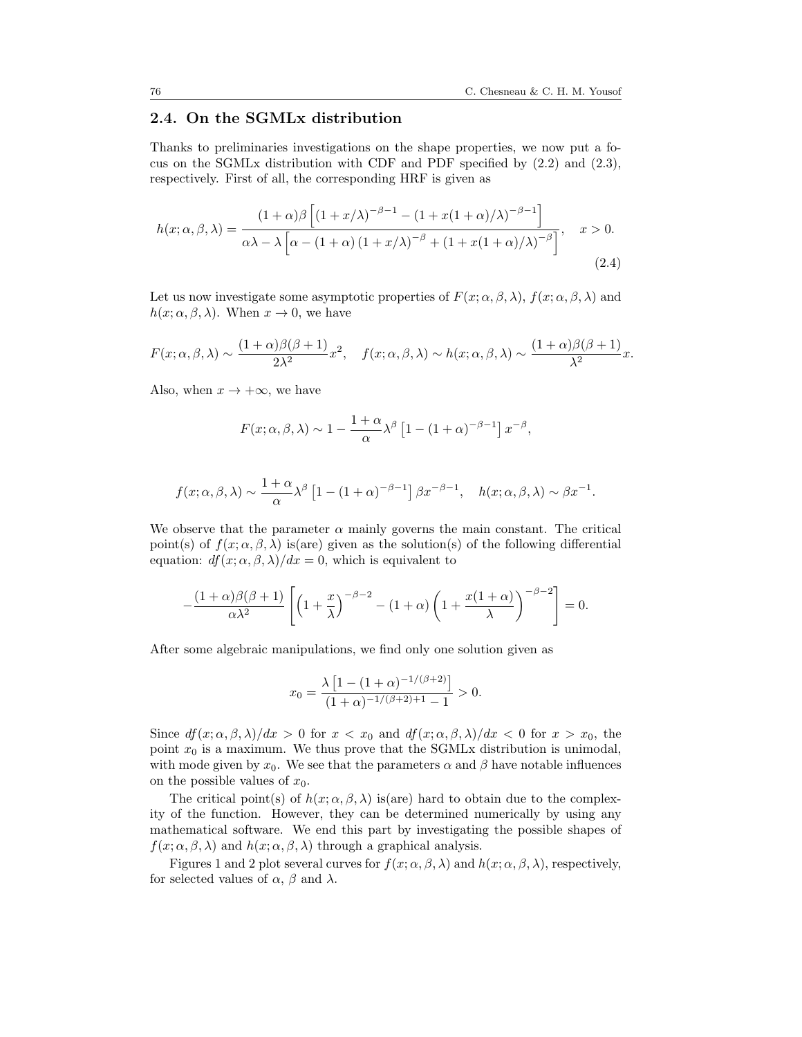## 2.4. On the SGMLx distribution

Thanks to preliminaries investigations on the shape properties, we now put a focus on the SGMLx distribution with CDF and PDF specified by (2.2) and (2.3), respectively. First of all, the corresponding HRF is given as

$$h(x;\alpha,\beta,\lambda)=\frac{(1+\alpha)\beta\left[(1+x/\lambda)^{-\beta-1}-(1+x(1+\alpha)/\lambda)^{-\beta-1}\right]}{\alpha\lambda-\lambda\left[\alpha-(1+\alpha)\left(1+x/\lambda\right)^{-\beta}+\left(1+x(1+\alpha)/\lambda\right)^{-\beta}\right]},\quad x>0. \tag{2.4}$$

Let us now investigate some asymptotic properties of $F(x;\alpha,\beta,\lambda)$, $f(x;\alpha,\beta,\lambda)$ and $h(x;\alpha,\beta,\lambda)$. When $x\to 0$, we have

$$F(x;\alpha,\beta,\lambda)\sim\frac{(1+\alpha)\beta(\beta+1)}{2\lambda^2}x^2,\quad f(x;\alpha,\beta,\lambda)\sim h(x;\alpha,\beta,\lambda)\sim\frac{(1+\alpha)\beta(\beta+1)}{\lambda^2}x.$$

Also, when $x\to+\infty$, we have

$$F(x;\alpha,\beta,\lambda)\sim 1-\frac{1+\alpha}{\alpha}\lambda^{\beta}\left[1-(1+\alpha)^{-\beta-1}\right]x^{-\beta},$$

$$f(x;\alpha,\beta,\lambda)\sim\frac{1+\alpha}{\alpha}\lambda^{\beta}\left[1-(1+\alpha)^{-\beta-1}\right]\beta x^{-\beta-1},\quad h(x;\alpha,\beta,\lambda)\sim\beta x^{-1}.$$

We observe that the parameter $\alpha$ mainly governs the main constant. The critical point(s) of $f(x;\alpha,\beta,\lambda)$ is(are) given as the solution(s) of the following differential equation: $df(x;\alpha,\beta,\lambda)/dx=0$, which is equivalent to

$$-\frac{(1+\alpha)\beta(\beta+1)}{\alpha\lambda^2}\left[\left(1+\frac{x}{\lambda}\right)^{-\beta-2}-(1+\alpha)\left(1+\frac{x(1+\alpha)}{\lambda}\right)^{-\beta-2}\right]=0.$$

After some algebraic manipulations, we find only one solution given as

$$x_0=\frac{\lambda\left[1-(1+\alpha)^{-1/(\beta+2)}\right]}{(1+\alpha)^{-1/(\beta+2)+1}-1}>0.$$

Since $df(x;\alpha,\beta,\lambda)/dx>0$ for $x<x_0$ and $df(x;\alpha,\beta,\lambda)/dx<0$ for $x>x_0$, the point $x_0$ is a maximum. We thus prove that the SGMLx distribution is unimodal, with mode given by $x_0$. We see that the parameters $\alpha$ and $\beta$ have notable influences on the possible values of $x_0$.

The critical point(s) of $h(x;\alpha,\beta,\lambda)$ is(are) hard to obtain due to the complexity of the function. However, they can be determined numerically by using any mathematical software. We end this part by investigating the possible shapes of $f(x;\alpha,\beta,\lambda)$ and $h(x;\alpha,\beta,\lambda)$ through a graphical analysis.

Figures 1 and 2 plot several curves for $f(x;\alpha,\beta,\lambda)$ and $h(x;\alpha,\beta,\lambda)$, respectively, for selected values of $\alpha$, $\beta$ and $\lambda$.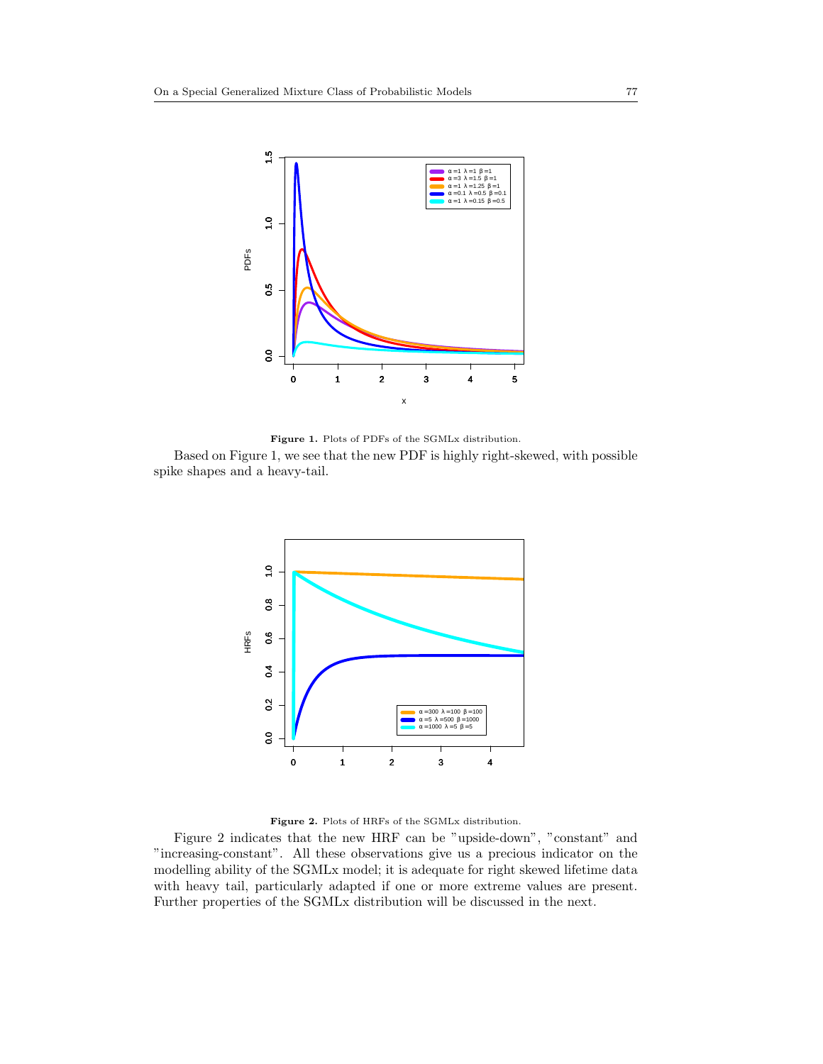**Figure 1.** Plots of PDFs of the SGMLx distribution.

Based on Figure 1, we see that the new PDF is highly right-skewed, with possible spike shapes and a heavy-tail.

**Figure 2.** Plots of HRFs of the SGMLx distribution.

Figure 2 indicates that the new HRF can be "upside-down", "constant" and "increasing-constant". All these observations give us a precious indicator on the modelling ability of the SGMLx model; it is adequate for right skewed lifetime data with heavy tail, particularly adapted if one or more extreme values are present. Further properties of the SGMLx distribution will be discussed in the next.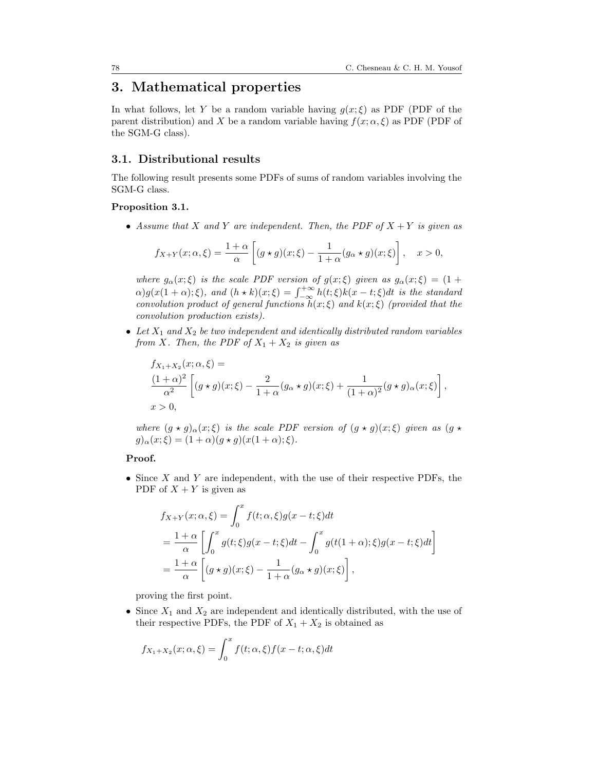# 3. Mathematical properties

In what follows, let $Y$ be a random variable having $g(x;\xi)$ as PDF (PDF of the parent distribution) and $X$ be a random variable having $f(x;\alpha,\xi)$ as PDF (PDF of the SGM-G class).

## 3.1. Distributional results

The following result presents some PDFs of sums of random variables involving the SGM-G class.

**Proposition 3.1.**

- *Assume that $X$ and $Y$ are independent. Then, the PDF of $X+Y$ is given as*

$$f_{X+Y}(x;\alpha,\xi) = \frac{1+\alpha}{\alpha}\left[(g \star g)(x;\xi) - \frac{1}{1+\alpha}(g_\alpha \star g)(x;\xi)\right], \quad x > 0,$$

  *where $g_\alpha(x;\xi)$ is the scale PDF version of $g(x;\xi)$ given as $g_\alpha(x;\xi) = (1+\alpha)g(x(1+\alpha);\xi)$, and $(h \star k)(x;\xi) = \int_{-\infty}^{+\infty} h(t;\xi)k(x-t;\xi)dt$ is the standard convolution product of general functions $h(x;\xi)$ and $k(x;\xi)$ (provided that the convolution production exists).*

- *Let $X_1$ and $X_2$ be two independent and identically distributed random variables from $X$. Then, the PDF of $X_1+X_2$ is given as*

$$f_{X_1+X_2}(x;\alpha,\xi) = \frac{(1+\alpha)^2}{\alpha^2}\left[(g \star g)(x;\xi) - \frac{2}{1+\alpha}(g_\alpha \star g)(x;\xi) + \frac{1}{(1+\alpha)^2}(g \star g)_\alpha(x;\xi)\right],$$
$$x > 0,$$

  *where $(g \star g)_\alpha(x;\xi)$ is the scale PDF version of $(g \star g)(x;\xi)$ given as $(g \star g)_\alpha(x;\xi) = (1+\alpha)(g \star g)(x(1+\alpha);\xi)$.*

**Proof.**

- Since $X$ and $Y$ are independent, with the use of their respective PDFs, the PDF of $X+Y$ is given as

$$\begin{aligned}
f_{X+Y}(x;\alpha,\xi) &= \int_0^x f(t;\alpha,\xi)g(x-t;\xi)dt \\
&= \frac{1+\alpha}{\alpha}\left[\int_0^x g(t;\xi)g(x-t;\xi)dt - \int_0^x g(t(1+\alpha);\xi)g(x-t;\xi)dt\right] \\
&= \frac{1+\alpha}{\alpha}\left[(g \star g)(x;\xi) - \frac{1}{1+\alpha}(g_\alpha \star g)(x;\xi)\right],
\end{aligned}$$

  proving the first point.

- Since $X_1$ and $X_2$ are independent and identically distributed, with the use of their respective PDFs, the PDF of $X_1+X_2$ is obtained as

$$f_{X_1+X_2}(x;\alpha,\xi) = \int_0^x f(t;\alpha,\xi)f(x-t;\alpha,\xi)dt$$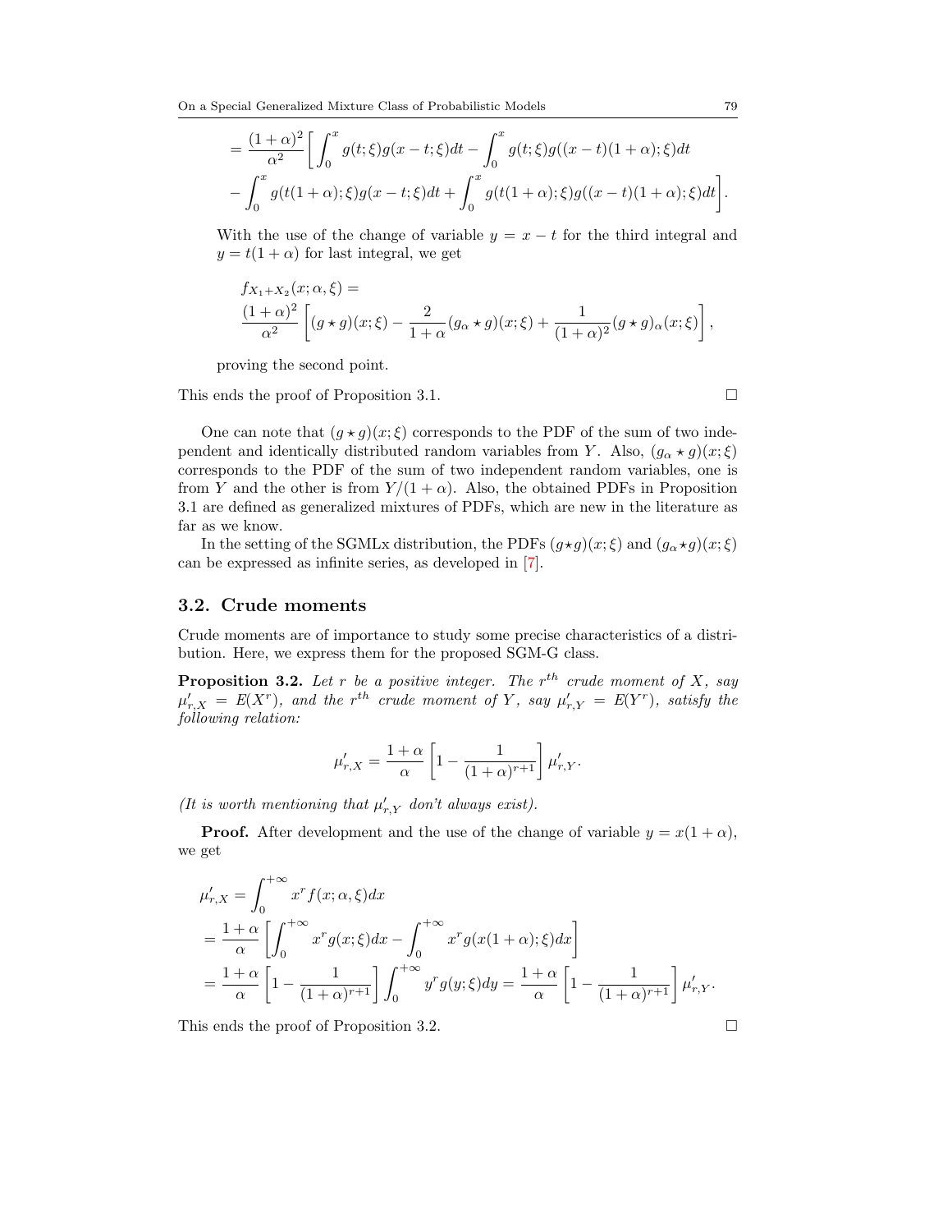$$= \frac{(1+\alpha)^2}{\alpha^2} \left[ \int_0^x g(t;\xi)g(x-t;\xi)dt - \int_0^x g(t;\xi)g((x-t)(1+\alpha);\xi)dt \right.$$
$$\left. - \int_0^x g(t(1+\alpha);\xi)g(x-t;\xi)dt + \int_0^x g(t(1+\alpha);\xi)g((x-t)(1+\alpha);\xi)dt \right].$$

With the use of the change of variable $y = x - t$ for the third integral and $y = t(1+\alpha)$ for last integral, we get

$$f_{X_1+X_2}(x;\alpha,\xi) =$$
$$\frac{(1+\alpha)^2}{\alpha^2} \left[ (g \star g)(x;\xi) - \frac{2}{1+\alpha}(g_\alpha \star g)(x;\xi) + \frac{1}{(1+\alpha)^2}(g \star g)_\alpha(x;\xi) \right],$$

proving the second point.

This ends the proof of Proposition 3.1. □

One can note that $(g \star g)(x;\xi)$ corresponds to the PDF of the sum of two independent and identically distributed random variables from $Y$. Also, $(g_\alpha \star g)(x;\xi)$ corresponds to the PDF of the sum of two independent random variables, one is from $Y$ and the other is from $Y/(1+\alpha)$. Also, the obtained PDFs in Proposition 3.1 are defined as generalized mixtures of PDFs, which are new in the literature as far as we know.

In the setting of the SGMLx distribution, the PDFs $(g \star g)(x;\xi)$ and $(g_\alpha \star g)(x;\xi)$ can be expressed as infinite series, as developed in [7].

## 3.2. Crude moments

Crude moments are of importance to study some precise characteristics of a distribution. Here, we express them for the proposed SGM-G class.

**Proposition 3.2.** *Let $r$ be a positive integer. The $r^{th}$ crude moment of $X$, say $\mu'_{r,X} = E(X^r)$, and the $r^{th}$ crude moment of $Y$, say $\mu'_{r,Y} = E(Y^r)$, satisfy the following relation:*

$$\mu'_{r,X} = \frac{1+\alpha}{\alpha} \left[ 1 - \frac{1}{(1+\alpha)^{r+1}} \right] \mu'_{r,Y}.$$

*(It is worth mentioning that $\mu'_{r,Y}$ don't always exist).*

**Proof.** After development and the use of the change of variable $y = x(1+\alpha)$, we get

$$\mu'_{r,X} = \int_0^{+\infty} x^r f(x;\alpha,\xi)dx$$
$$= \frac{1+\alpha}{\alpha} \left[ \int_0^{+\infty} x^r g(x;\xi)dx - \int_0^{+\infty} x^r g(x(1+\alpha);\xi)dx \right]$$
$$= \frac{1+\alpha}{\alpha} \left[ 1 - \frac{1}{(1+\alpha)^{r+1}} \right] \int_0^{+\infty} y^r g(y;\xi)dy = \frac{1+\alpha}{\alpha} \left[ 1 - \frac{1}{(1+\alpha)^{r+1}} \right] \mu'_{r,Y}.$$

This ends the proof of Proposition 3.2. □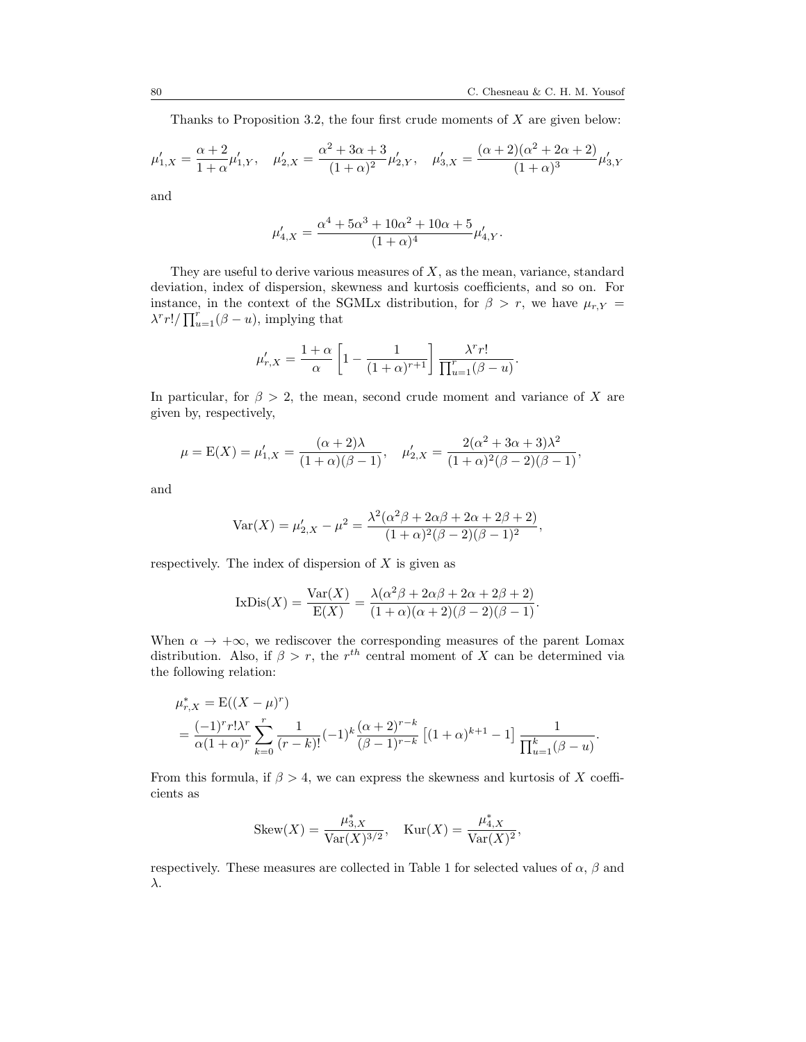Thanks to Proposition 3.2, the four first crude moments of $X$ are given below:

$$\mu'_{1,X} = \frac{\alpha+2}{1+\alpha}\mu'_{1,Y}, \quad \mu'_{2,X} = \frac{\alpha^2+3\alpha+3}{(1+\alpha)^2}\mu'_{2,Y}, \quad \mu'_{3,X} = \frac{(\alpha+2)(\alpha^2+2\alpha+2)}{(1+\alpha)^3}\mu'_{3,Y}$$

and

$$\mu'_{4,X} = \frac{\alpha^4+5\alpha^3+10\alpha^2+10\alpha+5}{(1+\alpha)^4}\mu'_{4,Y}.$$

They are useful to derive various measures of $X$, as the mean, variance, standard deviation, index of dispersion, skewness and kurtosis coefficients, and so on. For instance, in the context of the SGMLx distribution, for $\beta > r$, we have $\mu_{r,Y} = \lambda^r r!/\prod_{u=1}^{r}(\beta-u)$, implying that

$$\mu'_{r,X} = \frac{1+\alpha}{\alpha}\left[1-\frac{1}{(1+\alpha)^{r+1}}\right]\frac{\lambda^r r!}{\prod_{u=1}^{r}(\beta-u)}.$$

In particular, for $\beta > 2$, the mean, second crude moment and variance of $X$ are given by, respectively,

$$\mu = \mathrm{E}(X) = \mu'_{1,X} = \frac{(\alpha+2)\lambda}{(1+\alpha)(\beta-1)}, \quad \mu'_{2,X} = \frac{2(\alpha^2+3\alpha+3)\lambda^2}{(1+\alpha)^2(\beta-2)(\beta-1)},$$

and

$$\mathrm{Var}(X) = \mu'_{2,X} - \mu^2 = \frac{\lambda^2(\alpha^2\beta+2\alpha\beta+2\alpha+2\beta+2)}{(1+\alpha)^2(\beta-2)(\beta-1)^2},$$

respectively. The index of dispersion of $X$ is given as

$$\mathrm{IxDis}(X) = \frac{\mathrm{Var}(X)}{\mathrm{E}(X)} = \frac{\lambda(\alpha^2\beta+2\alpha\beta+2\alpha+2\beta+2)}{(1+\alpha)(\alpha+2)(\beta-2)(\beta-1)}.$$

When $\alpha \to +\infty$, we rediscover the corresponding measures of the parent Lomax distribution. Also, if $\beta > r$, the $r^{th}$ central moment of $X$ can be determined via the following relation:

$$\begin{aligned}
\mu^*_{r,X} &= \mathrm{E}((X-\mu)^r) \\
&= \frac{(-1)^r r!\lambda^r}{\alpha(1+\alpha)^r}\sum_{k=0}^{r}\frac{1}{(r-k)!}(-1)^k\frac{(\alpha+2)^{r-k}}{(\beta-1)^{r-k}}\left[(1+\alpha)^{k+1}-1\right]\frac{1}{\prod_{u=1}^{k}(\beta-u)}.
\end{aligned}$$

From this formula, if $\beta > 4$, we can express the skewness and kurtosis of $X$ coefficients as

$$\mathrm{Skew}(X) = \frac{\mu^*_{3,X}}{\mathrm{Var}(X)^{3/2}}, \quad \mathrm{Kur}(X) = \frac{\mu^*_{4,X}}{\mathrm{Var}(X)^2},$$

respectively. These measures are collected in Table 1 for selected values of $\alpha$, $\beta$ and $\lambda$.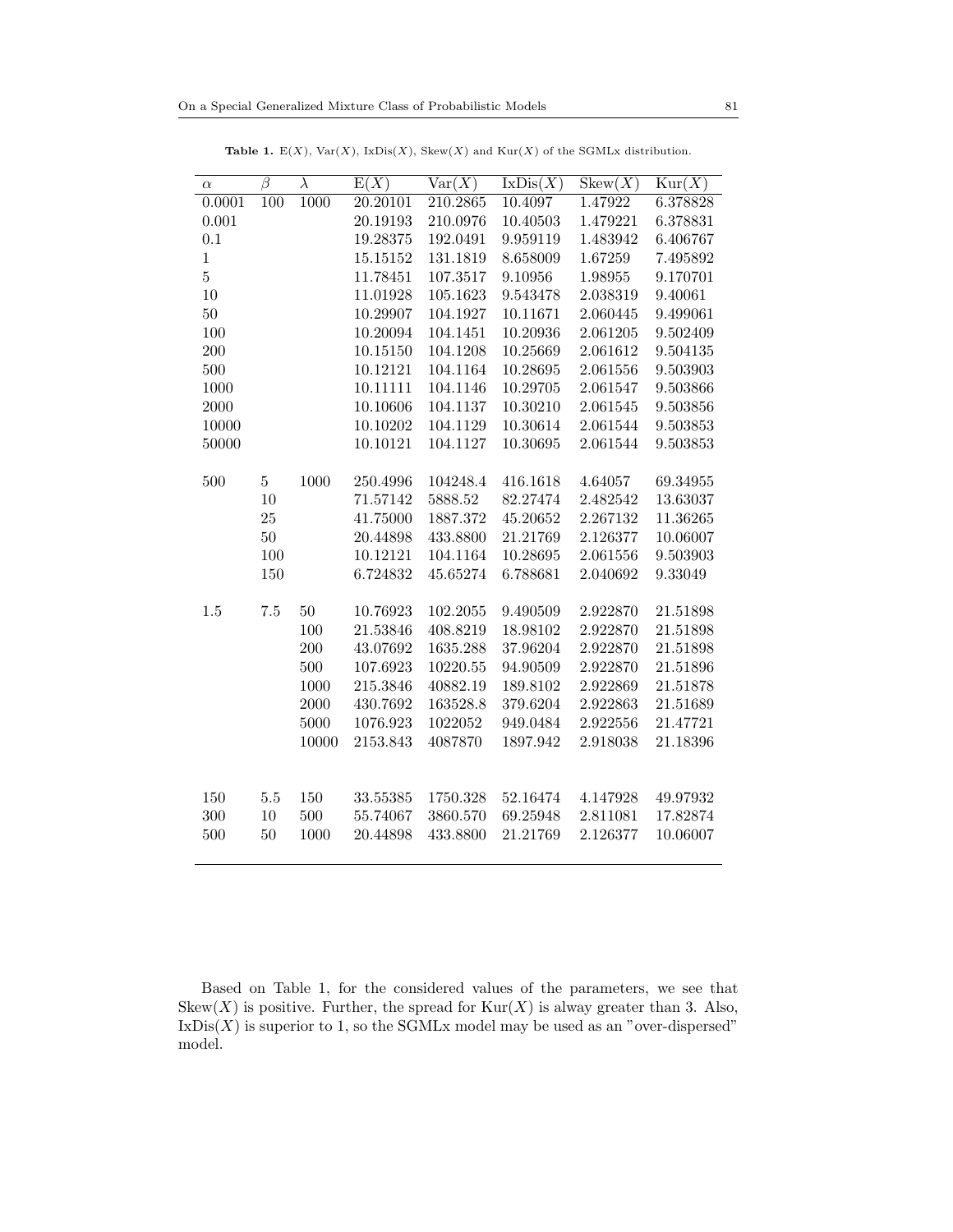**Table 1.** $E(X)$, $Var(X)$, $IxDis(X)$, $Skew(X)$ and $Kur(X)$ of the SGMLx distribution.

| $\alpha$ | $\beta$ | $\lambda$ | $E(X)$ | $Var(X)$ | $IxDis(X)$ | $Skew(X)$ | $Kur(X)$ |
|---|---|---|---|---|---|---|---|
| 0.0001 | 100 | 1000 | 20.20101 | 210.2865 | 10.4097 | 1.47922 | 6.378828 |
| 0.001 | | | 20.19193 | 210.0976 | 10.40503 | 1.479221 | 6.378831 |
| 0.1 | | | 19.28375 | 192.0491 | 9.959119 | 1.483942 | 6.406767 |
| 1 | | | 15.15152 | 131.1819 | 8.658009 | 1.67259 | 7.495892 |
| 5 | | | 11.78451 | 107.3517 | 9.10956 | 1.98955 | 9.170701 |
| 10 | | | 11.01928 | 105.1623 | 9.543478 | 2.038319 | 9.40061 |
| 50 | | | 10.29907 | 104.1927 | 10.11671 | 2.060445 | 9.499061 |
| 100 | | | 10.20094 | 104.1451 | 10.20936 | 2.061205 | 9.502409 |
| 200 | | | 10.15150 | 104.1208 | 10.25669 | 2.061612 | 9.504135 |
| 500 | | | 10.12121 | 104.1164 | 10.28695 | 2.061556 | 9.503903 |
| 1000 | | | 10.11111 | 104.1146 | 10.29705 | 2.061547 | 9.503866 |
| 2000 | | | 10.10606 | 104.1137 | 10.30210 | 2.061545 | 9.503856 |
| 10000 | | | 10.10202 | 104.1129 | 10.30614 | 2.061544 | 9.503853 |
| 50000 | | | 10.10121 | 104.1127 | 10.30695 | 2.061544 | 9.503853 |
| 500 | 5 | 1000 | 250.4996 | 104248.4 | 416.1618 | 4.64057 | 69.34955 |
| | 10 | | 71.57142 | 5888.52 | 82.27474 | 2.482542 | 13.63037 |
| | 25 | | 41.75000 | 1887.372 | 45.20652 | 2.267132 | 11.36265 |
| | 50 | | 20.44898 | 433.8800 | 21.21769 | 2.126377 | 10.06007 |
| | 100 | | 10.12121 | 104.1164 | 10.28695 | 2.061556 | 9.503903 |
| | 150 | | 6.724832 | 45.65274 | 6.788681 | 2.040692 | 9.33049 |
| 1.5 | 7.5 | 50 | 10.76923 | 102.2055 | 9.490509 | 2.922870 | 21.51898 |
| | | 100 | 21.53846 | 408.8219 | 18.98102 | 2.922870 | 21.51898 |
| | | 200 | 43.07692 | 1635.288 | 37.96204 | 2.922870 | 21.51898 |
| | | 500 | 107.6923 | 10220.55 | 94.90509 | 2.922870 | 21.51896 |
| | | 1000 | 215.3846 | 40882.19 | 189.8102 | 2.922869 | 21.51878 |
| | | 2000 | 430.7692 | 163528.8 | 379.6204 | 2.922863 | 21.51689 |
| | | 5000 | 1076.923 | 1022052 | 949.0484 | 2.922556 | 21.47721 |
| | | 10000 | 2153.843 | 4087870 | 1897.942 | 2.918038 | 21.18396 |
| 150 | 5.5 | 150 | 33.55385 | 1750.328 | 52.16474 | 4.147928 | 49.97932 |
| 300 | 10 | 500 | 55.74067 | 3860.570 | 69.25948 | 2.811081 | 17.82874 |
| 500 | 50 | 1000 | 20.44898 | 433.8800 | 21.21769 | 2.126377 | 10.06007 |

Based on Table 1, for the considered values of the parameters, we see that $Skew(X)$ is positive. Further, the spread for $Kur(X)$ is alway greater than 3. Also, $IxDis(X)$ is superior to 1, so the SGMLx model may be used as an "over-dispersed" model.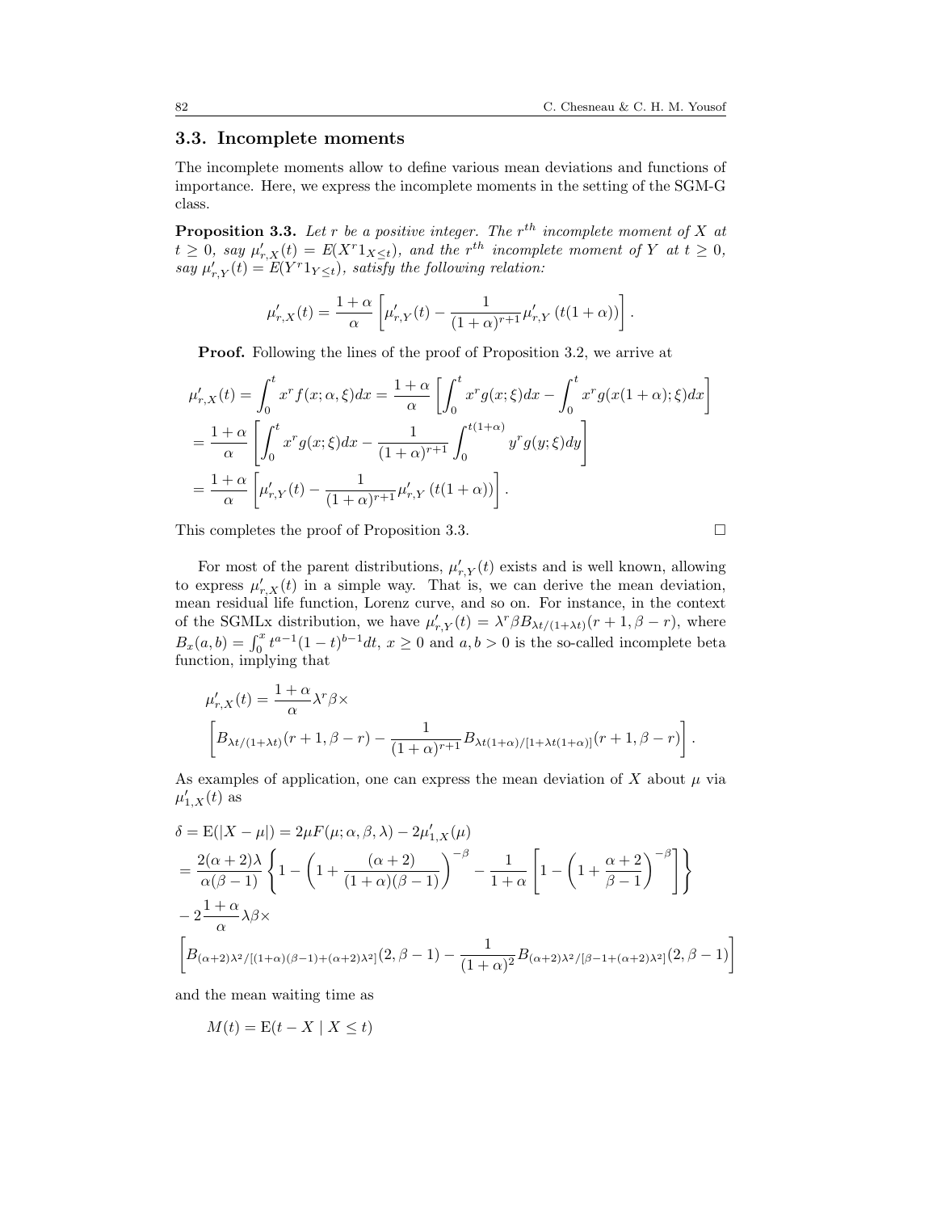### 3.3. Incomplete moments

The incomplete moments allow to define various mean deviations and functions of importance. Here, we express the incomplete moments in the setting of the SGM-G class.

**Proposition 3.3.** *Let $r$ be a positive integer. The $r^{th}$ incomplete moment of $X$ at $t \geq 0$, say $\mu'_{r,X}(t) = E(X^r 1_{X \leq t})$, and the $r^{th}$ incomplete moment of $Y$ at $t \geq 0$, say $\mu'_{r,Y}(t) = E(Y^r 1_{Y \leq t})$, satisfy the following relation:*

$$\mu'_{r,X}(t) = \frac{1+\alpha}{\alpha}\left[\mu'_{r,Y}(t) - \frac{1}{(1+\alpha)^{r+1}}\mu'_{r,Y}\left(t(1+\alpha)\right)\right].$$

**Proof.** Following the lines of the proof of Proposition 3.2, we arrive at

$$\begin{aligned}
\mu'_{r,X}(t) &= \int_0^t x^r f(x;\alpha,\xi)dx = \frac{1+\alpha}{\alpha}\left[\int_0^t x^r g(x;\xi)dx - \int_0^t x^r g(x(1+\alpha);\xi)dx\right] \\
&= \frac{1+\alpha}{\alpha}\left[\int_0^t x^r g(x;\xi)dx - \frac{1}{(1+\alpha)^{r+1}}\int_0^{t(1+\alpha)} y^r g(y;\xi)dy\right] \\
&= \frac{1+\alpha}{\alpha}\left[\mu'_{r,Y}(t) - \frac{1}{(1+\alpha)^{r+1}}\mu'_{r,Y}\left(t(1+\alpha)\right)\right].
\end{aligned}$$

This completes the proof of Proposition 3.3. $\square$

For most of the parent distributions, $\mu'_{r,Y}(t)$ exists and is well known, allowing to express $\mu'_{r,X}(t)$ in a simple way. That is, we can derive the mean deviation, mean residual life function, Lorenz curve, and so on. For instance, in the context of the SGMLx distribution, we have $\mu'_{r,Y}(t) = \lambda^r \beta B_{\lambda t/(1+\lambda t)}(r+1, \beta - r)$, where $B_x(a,b) = \int_0^x t^{a-1}(1-t)^{b-1}dt$, $x \geq 0$ and $a, b > 0$ is the so-called incomplete beta function, implying that

$$\begin{aligned}
&\mu'_{r,X}(t) = \frac{1+\alpha}{\alpha}\lambda^r \beta \times \\
&\left[B_{\lambda t/(1+\lambda t)}(r+1,\beta-r) - \frac{1}{(1+\alpha)^{r+1}}B_{\lambda t(1+\alpha)/[1+\lambda t(1+\alpha)]}(r+1,\beta-r)\right].
\end{aligned}$$

As examples of application, one can express the mean deviation of $X$ about $\mu$ via $\mu'_{1,X}(t)$ as

$$\begin{aligned}
\delta &= \mathrm{E}(|X-\mu|) = 2\mu F(\mu;\alpha,\beta,\lambda) - 2\mu'_{1,X}(\mu) \\
&= \frac{2(\alpha+2)\lambda}{\alpha(\beta-1)}\left\{1 - \left(1 + \frac{(\alpha+2)}{(1+\alpha)(\beta-1)}\right)^{-\beta} - \frac{1}{1+\alpha}\left[1 - \left(1 + \frac{\alpha+2}{\beta-1}\right)^{-\beta}\right]\right\} \\
&- 2\frac{1+\alpha}{\alpha}\lambda\beta \times \\
&\left[B_{(\alpha+2)\lambda^2/[(1+\alpha)(\beta-1)+(\alpha+2)\lambda^2]}(2,\beta-1) - \frac{1}{(1+\alpha)^2}B_{(\alpha+2)\lambda^2/[\beta-1+(\alpha+2)\lambda^2]}(2,\beta-1)\right]
\end{aligned}$$

and the mean waiting time as

$$M(t) = \mathrm{E}(t - X \mid X \leq t)$$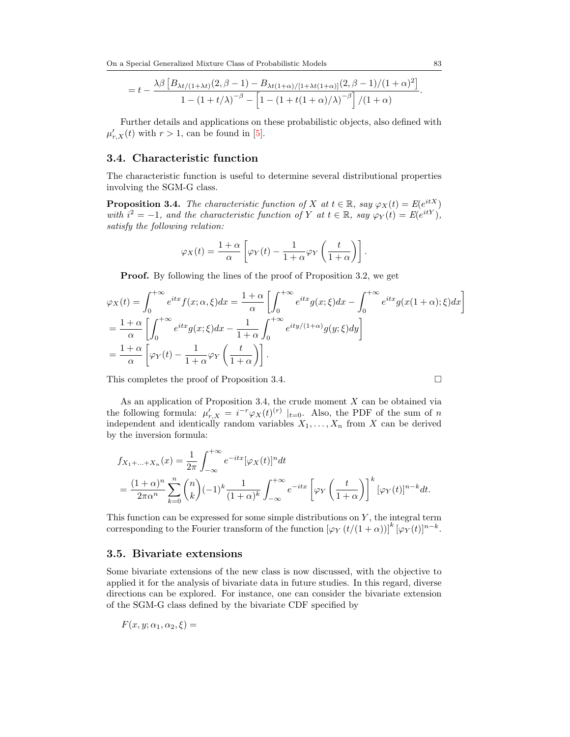$$= t - \frac{\lambda\beta\left[B_{\lambda t/(1+\lambda t)}(2,\beta-1) - B_{\lambda t(1+\alpha)/[1+\lambda t(1+\alpha)]}(2,\beta-1)/(1+\alpha)^2\right]}{1-(1+t/\lambda)^{-\beta} - \left[1-(1+t(1+\alpha)/\lambda)^{-\beta}\right]/(1+\alpha)}.$$

Further details and applications on these probabilistic objects, also defined with $\mu'_{r,X}(t)$ with $r > 1$, can be found in [5].

### 3.4. Characteristic function

The characteristic function is useful to determine several distributional properties involving the SGM-G class.

**Proposition 3.4.** *The characteristic function of $X$ at $t \in \mathbb{R}$, say $\varphi_X(t) = E(e^{itX})$ with $i^2 = -1$, and the characteristic function of $Y$ at $t \in \mathbb{R}$, say $\varphi_Y(t) = E(e^{itY})$, satisfy the following relation:*

$$\varphi_X(t) = \frac{1+\alpha}{\alpha}\left[\varphi_Y(t) - \frac{1}{1+\alpha}\varphi_Y\left(\frac{t}{1+\alpha}\right)\right].$$

**Proof.** By following the lines of the proof of Proposition 3.2, we get

$$\begin{aligned}
\varphi_X(t) &= \int_0^{+\infty} e^{itx} f(x;\alpha,\xi)dx = \frac{1+\alpha}{\alpha}\left[\int_0^{+\infty} e^{itx} g(x;\xi)dx - \int_0^{+\infty} e^{itx} g(x(1+\alpha);\xi)dx\right] \\
&= \frac{1+\alpha}{\alpha}\left[\int_0^{+\infty} e^{itx} g(x;\xi)dx - \frac{1}{1+\alpha}\int_0^{+\infty} e^{ity/(1+\alpha)} g(y;\xi)dy\right] \\
&= \frac{1+\alpha}{\alpha}\left[\varphi_Y(t) - \frac{1}{1+\alpha}\varphi_Y\left(\frac{t}{1+\alpha}\right)\right].
\end{aligned}$$

This completes the proof of Proposition 3.4. □

As an application of Proposition 3.4, the crude moment $X$ can be obtained via the following formula: $\mu'_{r,X} = i^{-r}\varphi_X(t)^{(r)} \mid_{t=0}$. Also, the PDF of the sum of $n$ independent and identically random variables $X_1, \ldots, X_n$ from $X$ can be derived by the inversion formula:

$$\begin{aligned}
f_{X_1+\ldots+X_n}(x) &= \frac{1}{2\pi}\int_{-\infty}^{+\infty} e^{-itx}[\varphi_X(t)]^n dt \\
&= \frac{(1+\alpha)^n}{2\pi\alpha^n}\sum_{k=0}^{n}\binom{n}{k}(-1)^k \frac{1}{(1+\alpha)^k}\int_{-\infty}^{+\infty} e^{-itx}\left[\varphi_Y\left(\frac{t}{1+\alpha}\right)\right]^k [\varphi_Y(t)]^{n-k}dt.
\end{aligned}$$

This function can be expressed for some simple distributions on $Y$, the integral term corresponding to the Fourier transform of the function $\left[\varphi_Y\left(t/(1+\alpha)\right)\right]^k [\varphi_Y(t)]^{n-k}$.

### 3.5. Bivariate extensions

Some bivariate extensions of the new class is now discussed, with the objective to applied it for the analysis of bivariate data in future studies. In this regard, diverse directions can be explored. For instance, one can consider the bivariate extension of the SGM-G class defined by the bivariate CDF specified by

$F(x, y; \alpha_1, \alpha_2, \xi) =$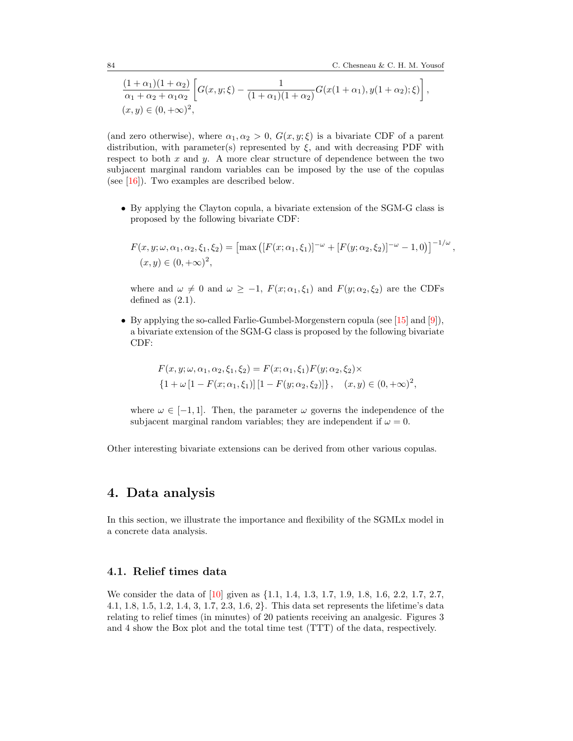$$\frac{(1+\alpha_1)(1+\alpha_2)}{\alpha_1+\alpha_2+\alpha_1\alpha_2}\left[G(x,y;\xi)-\frac{1}{(1+\alpha_1)(1+\alpha_2)}G(x(1+\alpha_1),y(1+\alpha_2);\xi)\right],$$
$$(x,y)\in(0,+\infty)^2,$$

(and zero otherwise), where $\alpha_1, \alpha_2 > 0$, $G(x, y; \xi)$ is a bivariate CDF of a parent distribution, with parameter(s) represented by $\xi$, and with decreasing PDF with respect to both $x$ and $y$. A more clear structure of dependence between the two subjacent marginal random variables can be imposed by the use of the copulas (see [16]). Two examples are described below.

- By applying the Clayton copula, a bivariate extension of the SGM-G class is proposed by the following bivariate CDF:

  $$F(x,y;\omega,\alpha_1,\alpha_2,\xi_1,\xi_2)=\left[\max\left([F(x;\alpha_1,\xi_1)]^{-\omega}+[F(y;\alpha_2,\xi_2)]^{-\omega}-1,0\right)\right]^{-1/\omega},$$
  $$(x,y)\in(0,+\infty)^2,$$

  where and $\omega \neq 0$ and $\omega \geq -1$, $F(x; \alpha_1, \xi_1)$ and $F(y; \alpha_2, \xi_2)$ are the CDFs defined as (2.1).

- By applying the so-called Farlie-Gumbel-Morgenstern copula (see [15] and [9]), a bivariate extension of the SGM-G class is proposed by the following bivariate CDF:

  $$F(x,y;\omega,\alpha_1,\alpha_2,\xi_1,\xi_2)=F(x;\alpha_1,\xi_1)F(y;\alpha_2,\xi_2)\times$$
  $$\{1+\omega\left[1-F(x;\alpha_1,\xi_1)\right]\left[1-F(y;\alpha_2,\xi_2)\right]\},\quad (x,y)\in(0,+\infty)^2,$$

  where $\omega \in [-1, 1]$. Then, the parameter $\omega$ governs the independence of the subjacent marginal random variables; they are independent if $\omega = 0$.

Other interesting bivariate extensions can be derived from other various copulas.

## 4. Data analysis

In this section, we illustrate the importance and flexibility of the SGMLx model in a concrete data analysis.

### 4.1. Relief times data

We consider the data of [10] given as {1.1, 1.4, 1.3, 1.7, 1.9, 1.8, 1.6, 2.2, 1.7, 2.7, 4.1, 1.8, 1.5, 1.2, 1.4, 3, 1.7, 2.3, 1.6, 2}. This data set represents the lifetime's data relating to relief times (in minutes) of 20 patients receiving an analgesic. Figures 3 and 4 show the Box plot and the total time test (TTT) of the data, respectively.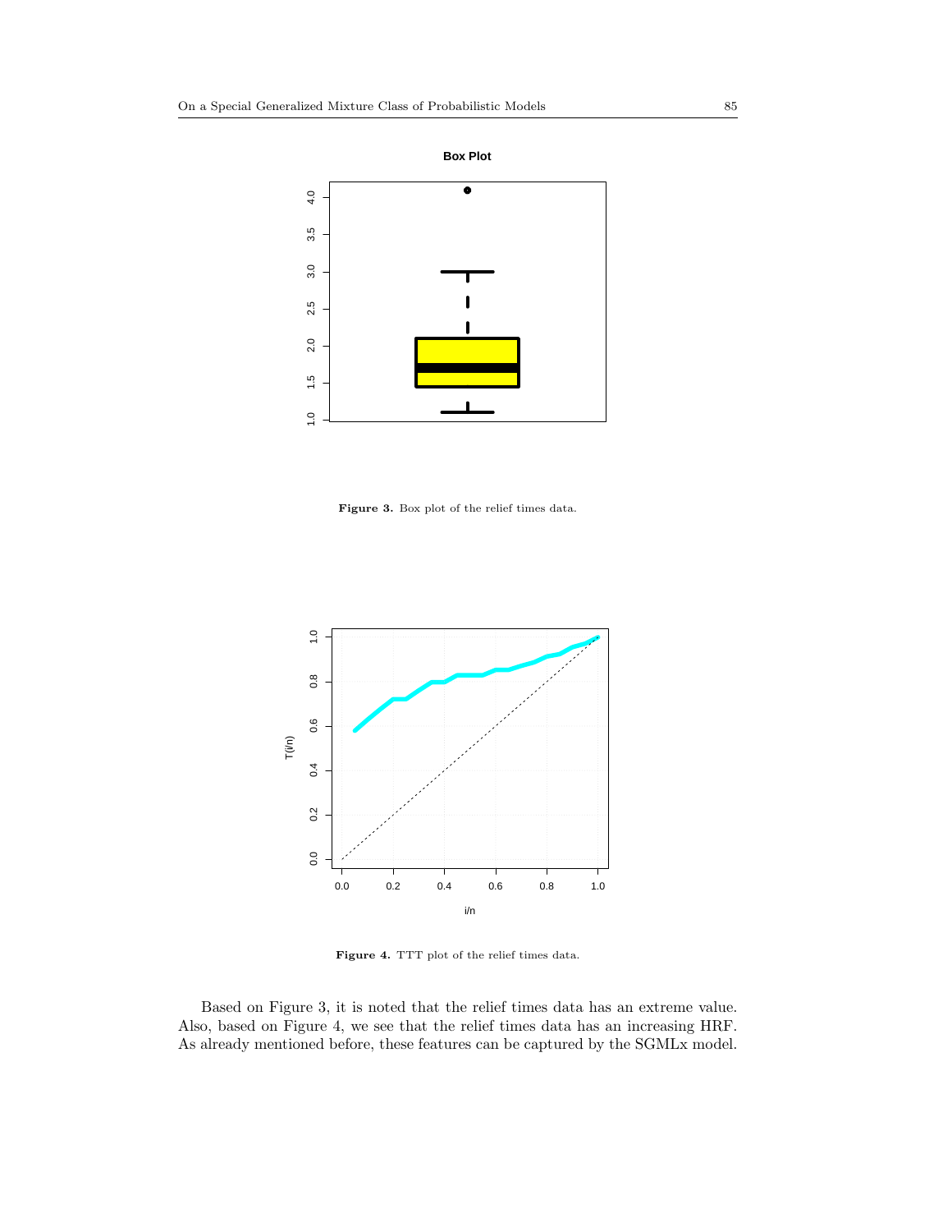Figure 3. Box plot of the relief times data.

Figure 4. TTT plot of the relief times data.

Based on Figure 3, it is noted that the relief times data has an extreme value. Also, based on Figure 4, we see that the relief times data has an increasing HRF. As already mentioned before, these features can be captured by the SGMLx model.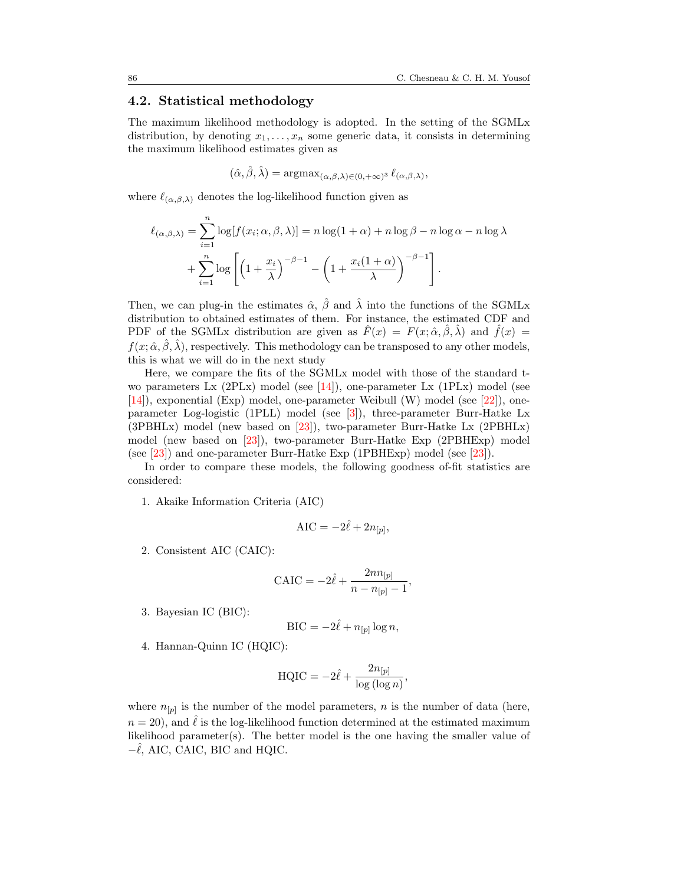### 4.2. Statistical methodology

The maximum likelihood methodology is adopted. In the setting of the SGMLx distribution, by denoting $x_1, \ldots, x_n$ some generic data, it consists in determining the maximum likelihood estimates given as

$$(\hat{\alpha}, \hat{\beta}, \hat{\lambda}) = \mathrm{argmax}_{(\alpha,\beta,\lambda)\in(0,+\infty)^3}\, \ell_{(\alpha,\beta,\lambda)},$$

where $\ell_{(\alpha,\beta,\lambda)}$ denotes the log-likelihood function given as

$$\ell_{(\alpha,\beta,\lambda)} = \sum_{i=1}^{n} \log[f(x_i;\alpha,\beta,\lambda)] = n\log(1+\alpha) + n\log\beta - n\log\alpha - n\log\lambda$$
$$+ \sum_{i=1}^{n} \log\left[\left(1+\frac{x_i}{\lambda}\right)^{-\beta-1} - \left(1+\frac{x_i(1+\alpha)}{\lambda}\right)^{-\beta-1}\right].$$

Then, we can plug-in the estimates $\hat{\alpha}$, $\hat{\beta}$ and $\hat{\lambda}$ into the functions of the SGMLx distribution to obtained estimates of them. For instance, the estimated CDF and PDF of the SGMLx distribution are given as $\hat{F}(x) = F(x;\hat{\alpha},\hat{\beta},\hat{\lambda})$ and $\hat{f}(x) = f(x;\hat{\alpha},\hat{\beta},\hat{\lambda})$, respectively. This methodology can be transposed to any other models, this is what we will do in the next study

Here, we compare the fits of the SGMLx model with those of the standard two parameters Lx (2PLx) model (see [14]), one-parameter Lx (1PLx) model (see [14]), exponential (Exp) model, one-parameter Weibull (W) model (see [22]), one-parameter Log-logistic (1PLL) model (see [3]), three-parameter Burr-Hatke Lx (3PBHLx) model (new based on [23]), two-parameter Burr-Hatke Lx (2PBHLx) model (new based on [23]), two-parameter Burr-Hatke Exp (2PBHExp) model (see [23]) and one-parameter Burr-Hatke Exp (1PBHExp) model (see [23]).

In order to compare these models, the following goodness-of-fit statistics are considered:

1. Akaike Information Criteria (AIC)

$$\mathrm{AIC} = -2\hat{\ell} + 2n_{[p]},$$

2. Consistent AIC (CAIC):

$$\mathrm{CAIC} = -2\hat{\ell} + \frac{2nn_{[p]}}{n - n_{[p]} - 1},$$

3. Bayesian IC (BIC):

$$\mathrm{BIC} = -2\hat{\ell} + n_{[p]}\log n,$$

4. Hannan-Quinn IC (HQIC):

$$\mathrm{HQIC} = -2\hat{\ell} + \frac{2n_{[p]}}{\log(\log n)},$$

where $n_{[p]}$ is the number of the model parameters, $n$ is the number of data (here, $n = 20$), and $\hat{\ell}$ is the log-likelihood function determined at the estimated maximum likelihood parameter(s). The better model is the one having the smaller value of $-\hat{\ell}$, AIC, CAIC, BIC and HQIC.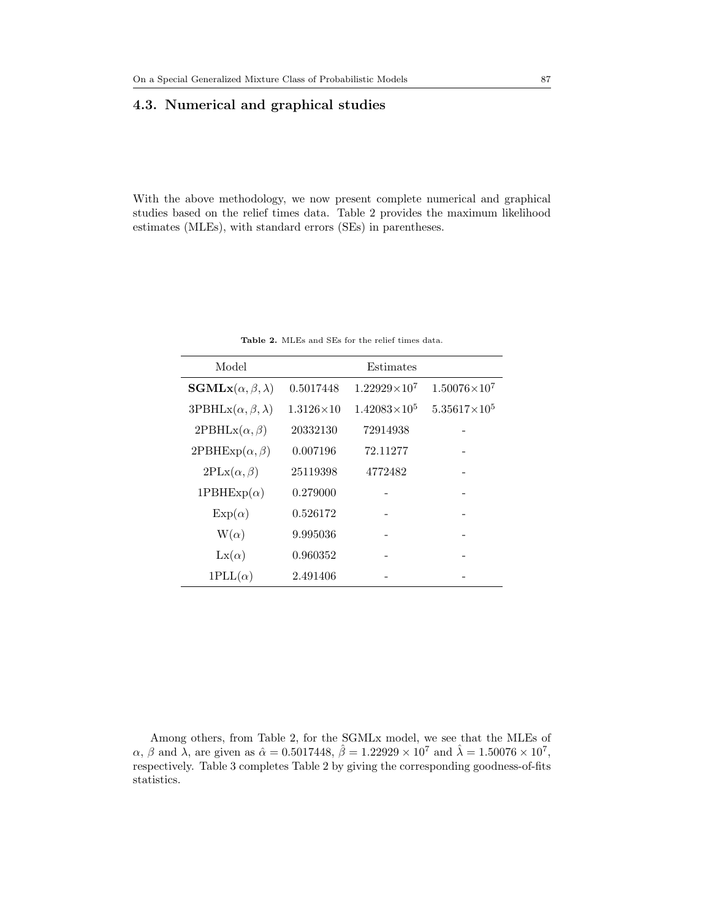### 4.3. Numerical and graphical studies

With the above methodology, we now present complete numerical and graphical studies based on the relief times data. Table 2 provides the maximum likelihood estimates (MLEs), with standard errors (SEs) in parentheses.

**Table 2.** MLEs and SEs for the relief times data.

| Model | Estimates | | |
|---|---|---|---|
| $\mathbf{SGMLx}(\alpha, \beta, \lambda)$ | 0.5017448 | $1.22929\times10^{7}$ | $1.50076\times10^{7}$ |
| $\mathrm{3PBHLx}(\alpha, \beta, \lambda)$ | $1.3126\times10$ | $1.42083\times10^{5}$ | $5.35617\times10^{5}$ |
| $\mathrm{2PBHLx}(\alpha, \beta)$ | 20332130 | 72914938 | - |
| $\mathrm{2PBHExp}(\alpha, \beta)$ | 0.007196 | 72.11277 | - |
| $\mathrm{2PLx}(\alpha, \beta)$ | 25119398 | 4772482 | - |
| $\mathrm{1PBHExp}(\alpha)$ | 0.279000 | - | - |
| $\mathrm{Exp}(\alpha)$ | 0.526172 | - | - |
| $\mathrm{W}(\alpha)$ | 9.995036 | - | - |
| $\mathrm{Lx}(\alpha)$ | 0.960352 | - | - |
| $\mathrm{1PLL}(\alpha)$ | 2.491406 | - | - |

Among others, from Table 2, for the SGMLx model, we see that the MLEs of $\alpha$, $\beta$ and $\lambda$, are given as $\hat{\alpha} = 0.5017448$, $\hat{\beta} = 1.22929 \times 10^{7}$ and $\hat{\lambda} = 1.50076 \times 10^{7}$, respectively. Table 3 completes Table 2 by giving the corresponding goodness-of-fits statistics.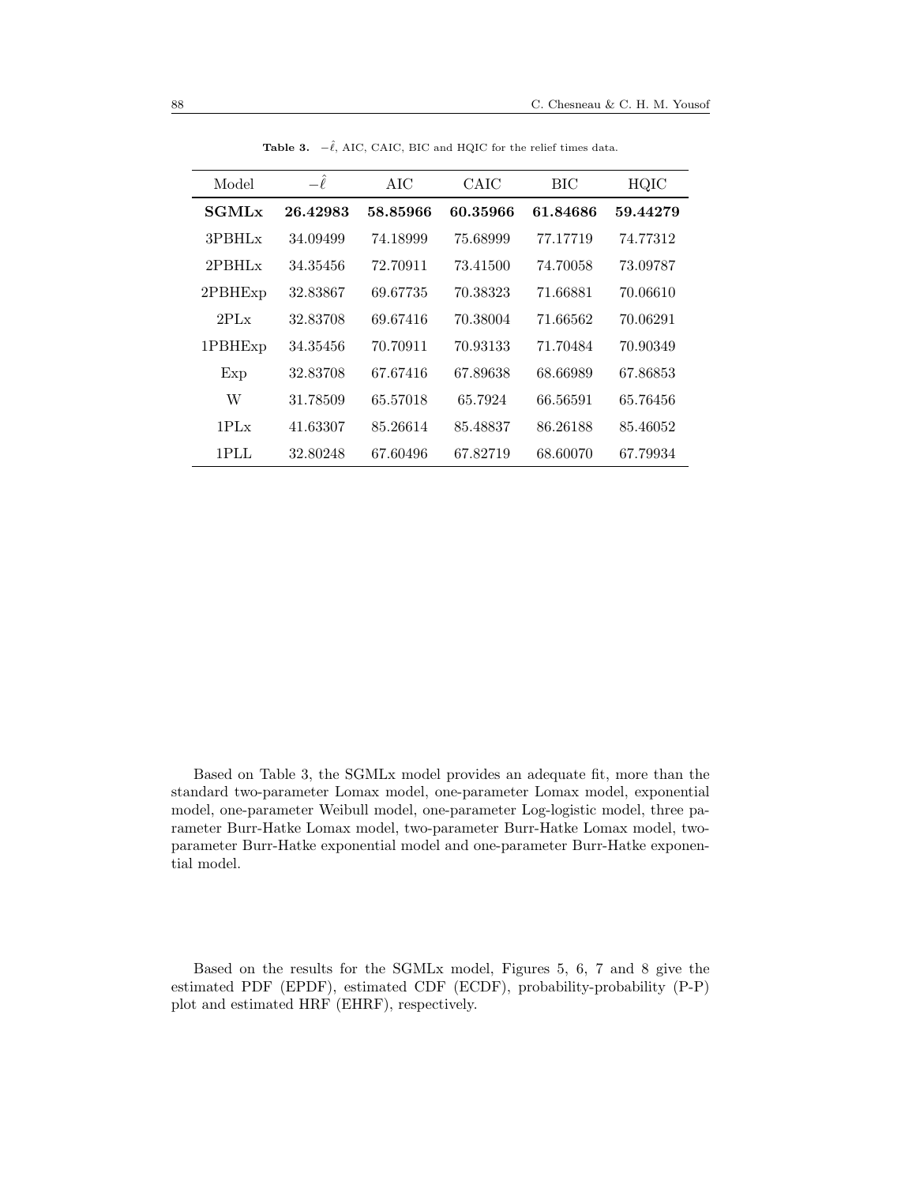**Table 3.** $-\hat{\ell}$, AIC, CAIC, BIC and HQIC for the relief times data.

| Model | $-\hat{\ell}$ | AIC | CAIC | BIC | HQIC |
|---|---|---|---|---|---|
| **SGMLx** | **26.42983** | **58.85966** | **60.35966** | **61.84686** | **59.44279** |
| 3PBHLx | 34.09499 | 74.18999 | 75.68999 | 77.17719 | 74.77312 |
| 2PBHLx | 34.35456 | 72.70911 | 73.41500 | 74.70058 | 73.09787 |
| 2PBHExp | 32.83867 | 69.67735 | 70.38323 | 71.66881 | 70.06610 |
| 2PLx | 32.83708 | 69.67416 | 70.38004 | 71.66562 | 70.06291 |
| 1PBHExp | 34.35456 | 70.70911 | 70.93133 | 71.70484 | 70.90349 |
| Exp | 32.83708 | 67.67416 | 67.89638 | 68.66989 | 67.86853 |
| W | 31.78509 | 65.57018 | 65.7924 | 66.56591 | 65.76456 |
| 1PLx | 41.63307 | 85.26614 | 85.48837 | 86.26188 | 85.46052 |
| 1PLL | 32.80248 | 67.60496 | 67.82719 | 68.60070 | 67.79934 |

Based on Table 3, the SGMLx model provides an adequate fit, more than the standard two-parameter Lomax model, one-parameter Lomax model, exponential model, one-parameter Weibull model, one-parameter Log-logistic model, three parameter Burr-Hatke Lomax model, two-parameter Burr-Hatke Lomax model, two-parameter Burr-Hatke exponential model and one-parameter Burr-Hatke exponential model.

Based on the results for the SGMLx model, Figures 5, 6, 7 and 8 give the estimated PDF (EPDF), estimated CDF (ECDF), probability-probability (P-P) plot and estimated HRF (EHRF), respectively.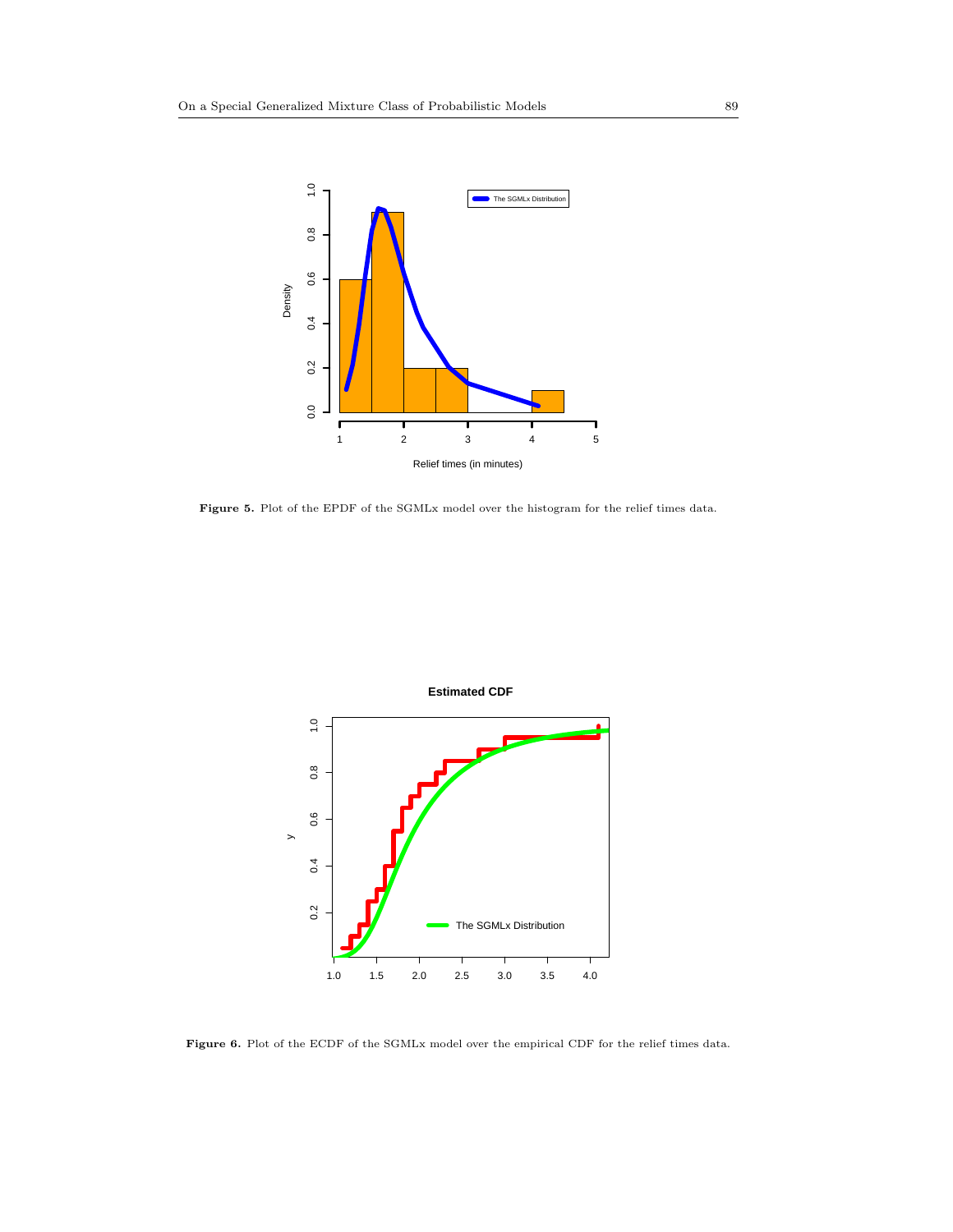**Figure 5.** Plot of the EPDF of the SGMLx model over the histogram for the relief times data.

**Figure 6.** Plot of the ECDF of the SGMLx model over the empirical CDF for the relief times data.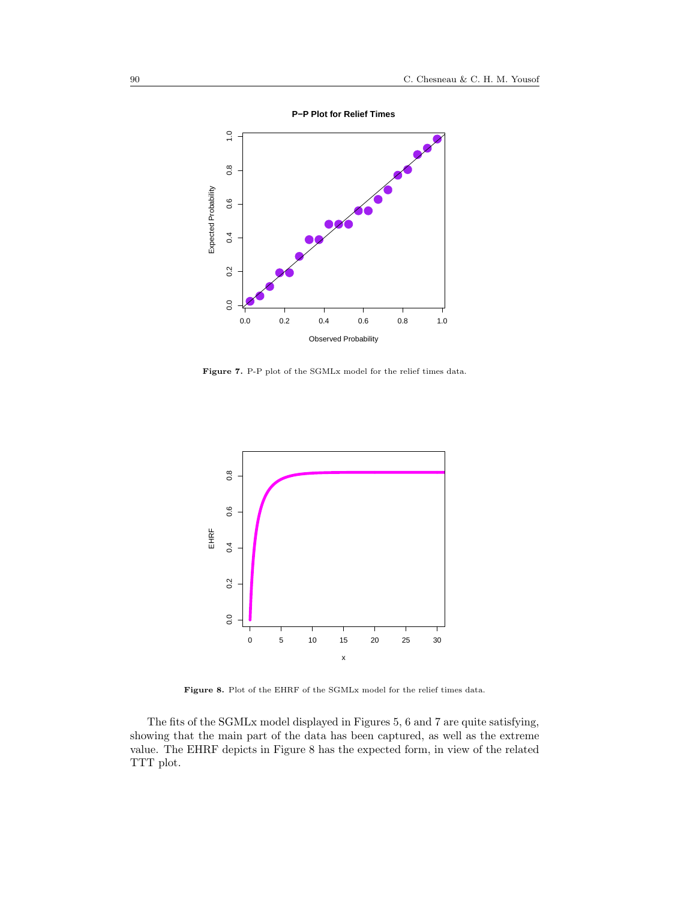**Figure 7.** P-P plot of the SGMLx model for the relief times data.

**Figure 8.** Plot of the EHRF of the SGMLx model for the relief times data.

The fits of the SGMLx model displayed in Figures 5, 6 and 7 are quite satisfying, showing that the main part of the data has been captured, as well as the extreme value. The EHRF depicts in Figure 8 has the expected form, in view of the related TTT plot.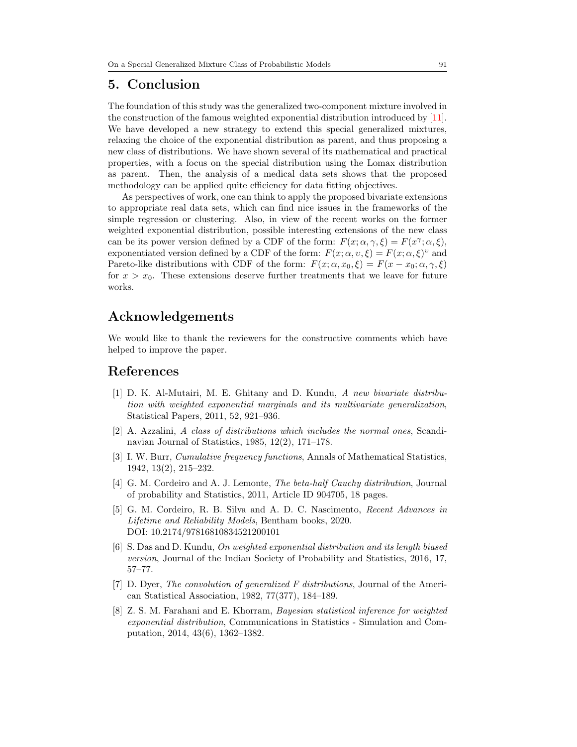## 5. Conclusion

The foundation of this study was the generalized two-component mixture involved in the construction of the famous weighted exponential distribution introduced by [11]. We have developed a new strategy to extend this special generalized mixtures, relaxing the choice of the exponential distribution as parent, and thus proposing a new class of distributions. We have shown several of its mathematical and practical properties, with a focus on the special distribution using the Lomax distribution as parent. Then, the analysis of a medical data sets shows that the proposed methodology can be applied quite efficiency for data fitting objectives.

As perspectives of work, one can think to apply the proposed bivariate extensions to appropriate real data sets, which can find nice issues in the frameworks of the simple regression or clustering. Also, in view of the recent works on the former weighted exponential distribution, possible interesting extensions of the new class can be its power version defined by a CDF of the form: $F(x;\alpha,\gamma,\xi) = F(x^{\gamma};\alpha,\xi)$, exponentiated version defined by a CDF of the form: $F(x;\alpha,\upsilon,\xi) = F(x;\alpha,\xi)^{\upsilon}$ and Pareto-like distributions with CDF of the form: $F(x;\alpha,x_0,\xi) = F(x-x_0;\alpha,\gamma,\xi)$ for $x > x_0$. These extensions deserve further treatments that we leave for future works.

## Acknowledgements

We would like to thank the reviewers for the constructive comments which have helped to improve the paper.

## References

[1] D. K. Al-Mutairi, M. E. Ghitany and D. Kundu, *A new bivariate distribution with weighted exponential marginals and its multivariate generalization*, Statistical Papers, 2011, 52, 921–936.

[2] A. Azzalini, *A class of distributions which includes the normal ones*, Scandinavian Journal of Statistics, 1985, 12(2), 171–178.

[3] I. W. Burr, *Cumulative frequency functions*, Annals of Mathematical Statistics, 1942, 13(2), 215–232.

[4] G. M. Cordeiro and A. J. Lemonte, *The beta-half Cauchy distribution*, Journal of probability and Statistics, 2011, Article ID 904705, 18 pages.

[5] G. M. Cordeiro, R. B. Silva and A. D. C. Nascimento, *Recent Advances in Lifetime and Reliability Models*, Bentham books, 2020. DOI: 10.2174/97816810834521200101

[6] S. Das and D. Kundu, *On weighted exponential distribution and its length biased version*, Journal of the Indian Society of Probability and Statistics, 2016, 17, 57–77.

[7] D. Dyer, *The convolution of generalized F distributions*, Journal of the American Statistical Association, 1982, 77(377), 184–189.

[8] Z. S. M. Farahani and E. Khorram, *Bayesian statistical inference for weighted exponential distribution*, Communications in Statistics - Simulation and Computation, 2014, 43(6), 1362–1382.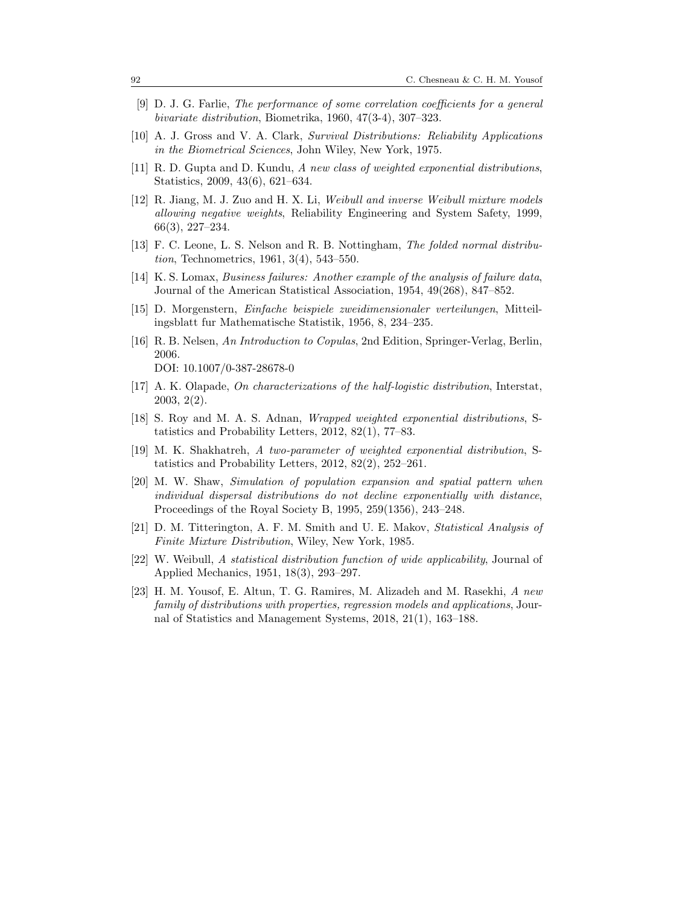[9] D. J. G. Farlie, *The performance of some correlation coefficients for a general bivariate distribution*, Biometrika, 1960, 47(3-4), 307–323.

[10] A. J. Gross and V. A. Clark, *Survival Distributions: Reliability Applications in the Biometrical Sciences*, John Wiley, New York, 1975.

[11] R. D. Gupta and D. Kundu, *A new class of weighted exponential distributions*, Statistics, 2009, 43(6), 621–634.

[12] R. Jiang, M. J. Zuo and H. X. Li, *Weibull and inverse Weibull mixture models allowing negative weights*, Reliability Engineering and System Safety, 1999, 66(3), 227–234.

[13] F. C. Leone, L. S. Nelson and R. B. Nottingham, *The folded normal distribution*, Technometrics, 1961, 3(4), 543–550.

[14] K. S. Lomax, *Business failures: Another example of the analysis of failure data*, Journal of the American Statistical Association, 1954, 49(268), 847–852.

[15] D. Morgenstern, *Einfache beispiele zweidimensionaler verteilungen*, Mitteilingsblatt fur Mathematische Statistik, 1956, 8, 234–235.

[16] R. B. Nelsen, *An Introduction to Copulas*, 2nd Edition, Springer-Verlag, Berlin, 2006.
DOI: 10.1007/0-387-28678-0

[17] A. K. Olapade, *On characterizations of the half-logistic distribution*, Interstat, 2003, 2(2).

[18] S. Roy and M. A. S. Adnan, *Wrapped weighted exponential distributions*, Statistics and Probability Letters, 2012, 82(1), 77–83.

[19] M. K. Shakhatreh, *A two-parameter of weighted exponential distribution*, Statistics and Probability Letters, 2012, 82(2), 252–261.

[20] M. W. Shaw, *Simulation of population expansion and spatial pattern when individual dispersal distributions do not decline exponentially with distance*, Proceedings of the Royal Society B, 1995, 259(1356), 243–248.

[21] D. M. Titterington, A. F. M. Smith and U. E. Makov, *Statistical Analysis of Finite Mixture Distribution*, Wiley, New York, 1985.

[22] W. Weibull, *A statistical distribution function of wide applicability*, Journal of Applied Mechanics, 1951, 18(3), 293–297.

[23] H. M. Yousof, E. Altun, T. G. Ramires, M. Alizadeh and M. Rasekhi, *A new family of distributions with properties, regression models and applications*, Journal of Statistics and Management Systems, 2018, 21(1), 163–188.